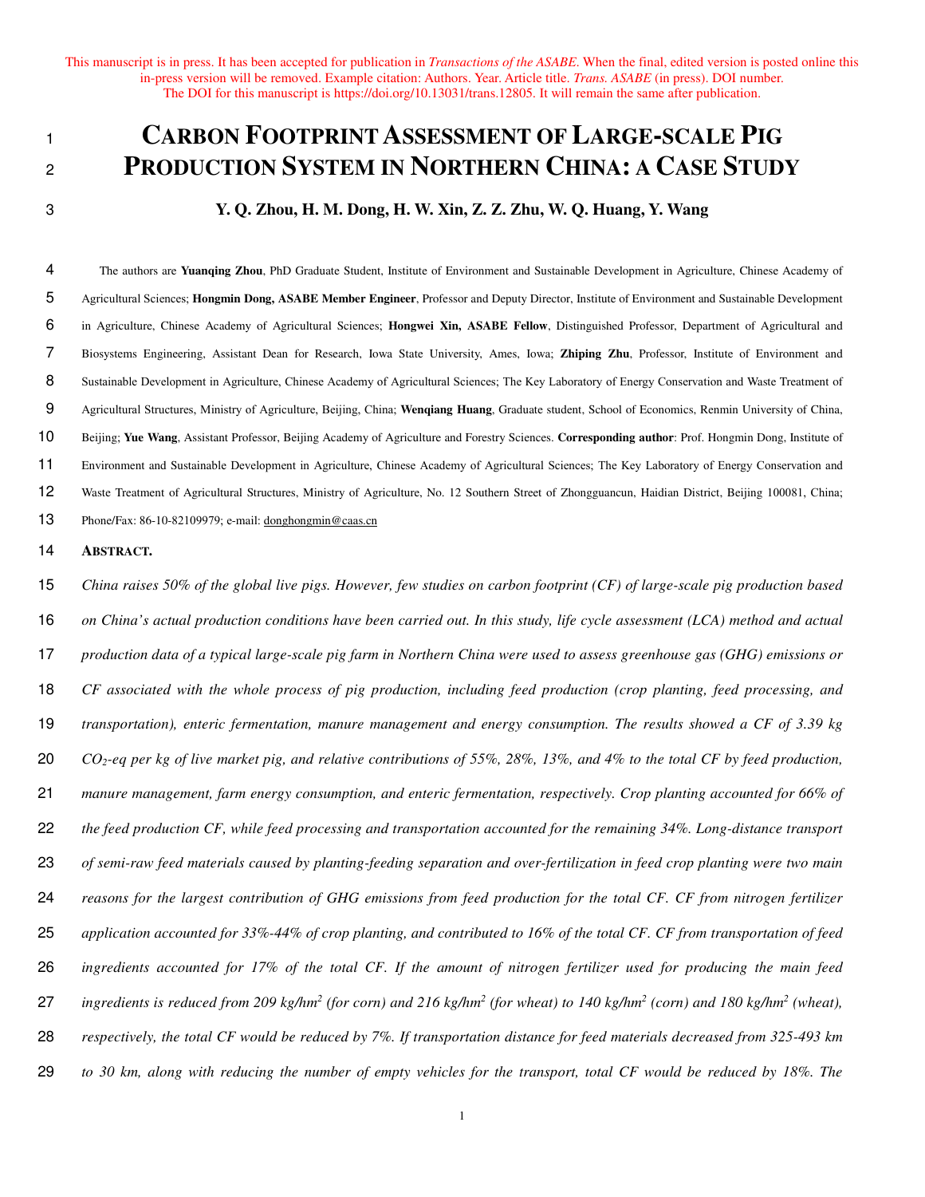This manuscript is in press. It has been accepted for publication in *Transactions of the ASABE*. When the final, edited version is posted online this in-press version will be removed. Example citation: Authors. Year. Article title. *Trans. ASABE* (in press). DOI number. The DOI for this manuscript is https://doi.org/10.13031/trans.12805. It will remain the same after publication.

# CARBON FOOTPRINT ASSESSMENT OF LARGE-SCALE PIG PRODUCTION SYSTEM IN NORTHERN CHINA: A CASE STUDY

**Y. Q. Zhou, H. M. Dong, H. W. Xin, Z. Z. Zhu, W. Q. Huang, Y. Wang**

The authors are **Yuanqing Zhou**, PhD Graduate Student, Institute of Environment and Sustainable Development in Agriculture, Chinese Academy of Agricultural Sciences; **Hongmin Dong, ASABE Member Engineer**, Professor and Deputy Director, Institute of Environment and Sustainable Development in Agriculture, Chinese Academy of Agricultural Sciences; **Hongwei Xin, ASABE Fellow**, Distinguished Professor, Department of Agricultural and Biosystems Engineering, Assistant Dean for Research, Iowa State University, Ames, Iowa; **Zhiping Zhu**, Professor, Institute of Environment and Sustainable Development in Agriculture, Chinese Academy of Agricultural Sciences; The Key Laboratory of Energy Conservation and Waste Treatment of Agricultural Structures, Ministry of Agriculture, Beijing, China; **Wenqiang Huang**, Graduate student, School of Economics, Renmin University of China, Beijing; **Yue Wang**, Assistant Professor, Beijing Academy of Agriculture and Forestry Sciences. **Corresponding author**: Prof. Hongmin Dong, Institute of Environment and Sustainable Development in Agriculture, Chinese Academy of Agricultural Sciences; The Key Laboratory of Energy Conservation and Waste Treatment of Agricultural Structures, Ministry of Agriculture, No. 12 Southern Street of Zhongguancun, Haidian District, Beijing 100081, China; Phone/Fax: 86-10-82109979; e-mail: donghongmin@caas.cn

**ABSTRACT.**

*China raises 50% of the global live pigs. However, few studies on carbon footprint (CF) of large-scale pig production based on China's actual production conditions have been carried out. In this study, life cycle assessment (LCA) method and actual production data of a typical large-scale pig farm in Northern China were used to assess greenhouse gas (GHG) emissions or CF associated with the whole process of pig production, including feed production (crop planting, feed processing, and transportation), enteric fermentation, manure management and energy consumption. The results showed a CF of 3.39 kg $CO_2$-eq per kg of live market pig, and relative contributions of 55%, 28%, 13%, and 4% to the total CF by feed production, manure management, farm energy consumption, and enteric fermentation, respectively. Crop planting accounted for 66% of the feed production CF, while feed processing and transportation accounted for the remaining 34%. Long-distance transport of semi-raw feed materials caused by planting-feeding separation and over-fertilization in feed crop planting were two main reasons for the largest contribution of GHG emissions from feed production for the total CF. CF from nitrogen fertilizer application accounted for 33%-44% of crop planting, and contributed to 16% of the total CF. CF from transportation of feed ingredients accounted for 17% of the total CF. If the amount of nitrogen fertilizer used for producing the main feed ingredients is reduced from 209 kg/hm$^2$ (for corn) and 216 kg/hm$^2$ (for wheat) to 140 kg/hm$^2$ (corn) and 180 kg/hm$^2$ (wheat), respectively, the total CF would be reduced by 7%. If transportation distance for feed materials decreased from 325-493 km to 30 km, along with reducing the number of empty vehicles for the transport, total CF would be reduced by 18%. The*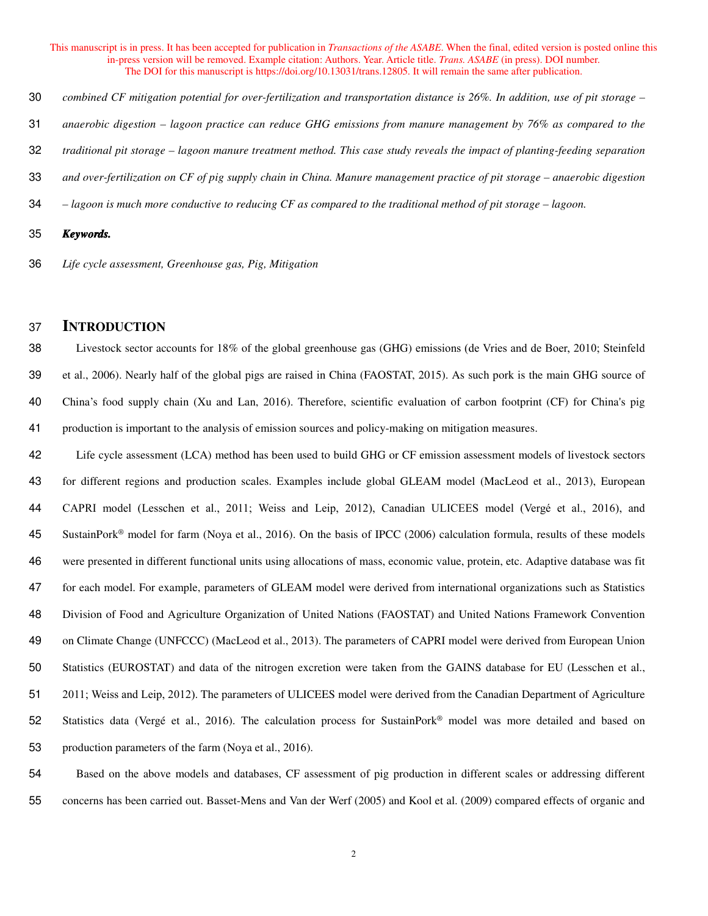*combined CF mitigation potential for over-fertilization and transportation distance is 26%. In addition, use of pit storage – anaerobic digestion – lagoon practice can reduce GHG emissions from manure management by 76% as compared to the traditional pit storage – lagoon manure treatment method. This case study reveals the impact of planting-feeding separation and over-fertilization on CF of pig supply chain in China. Manure management practice of pit storage – anaerobic digestion – lagoon is much more conductive to reducing CF as compared to the traditional method of pit storage – lagoon.*

***Keywords.***

*Life cycle assessment, Greenhouse gas, Pig, Mitigation*

## INTRODUCTION

Livestock sector accounts for 18% of the global greenhouse gas (GHG) emissions (de Vries and de Boer, 2010; Steinfeld et al., 2006). Nearly half of the global pigs are raised in China (FAOSTAT, 2015). As such pork is the main GHG source of China's food supply chain (Xu and Lan, 2016). Therefore, scientific evaluation of carbon footprint (CF) for China's pig production is important to the analysis of emission sources and policy-making on mitigation measures.

Life cycle assessment (LCA) method has been used to build GHG or CF emission assessment models of livestock sectors for different regions and production scales. Examples include global GLEAM model (MacLeod et al., 2013), European CAPRI model (Lesschen et al., 2011; Weiss and Leip, 2012), Canadian ULICEES model (Vergé et al., 2016), and SustainPork® model for farm (Noya et al., 2016). On the basis of IPCC (2006) calculation formula, results of these models were presented in different functional units using allocations of mass, economic value, protein, etc. Adaptive database was fit for each model. For example, parameters of GLEAM model were derived from international organizations such as Statistics Division of Food and Agriculture Organization of United Nations (FAOSTAT) and United Nations Framework Convention on Climate Change (UNFCCC) (MacLeod et al., 2013). The parameters of CAPRI model were derived from European Union Statistics (EUROSTAT) and data of the nitrogen excretion were taken from the GAINS database for EU (Lesschen et al., 2011; Weiss and Leip, 2012). The parameters of ULICEES model were derived from the Canadian Department of Agriculture Statistics data (Vergé et al., 2016). The calculation process for SustainPork® model was more detailed and based on production parameters of the farm (Noya et al., 2016).

Based on the above models and databases, CF assessment of pig production in different scales or addressing different concerns has been carried out. Basset-Mens and Van der Werf (2005) and Kool et al. (2009) compared effects of organic and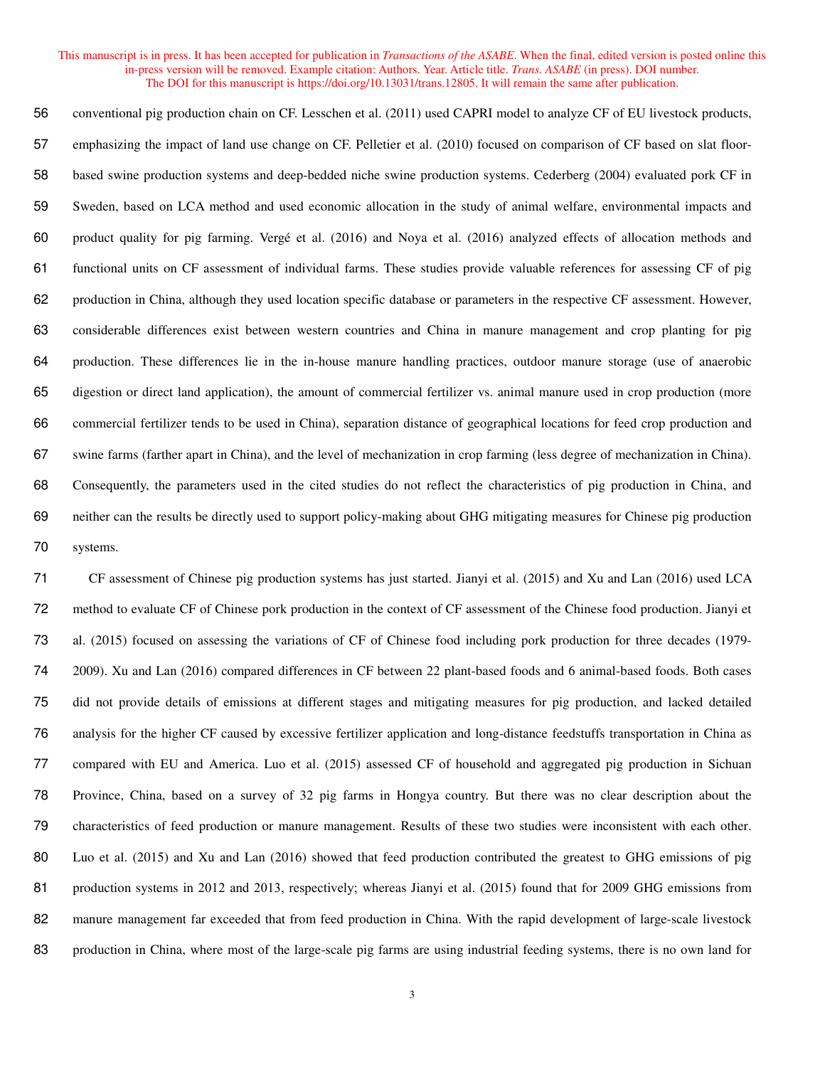conventional pig production chain on CF. Lesschen et al. (2011) used CAPRI model to analyze CF of EU livestock products, emphasizing the impact of land use change on CF. Pelletier et al. (2010) focused on comparison of CF based on slat floor-based swine production systems and deep-bedded niche swine production systems. Cederberg (2004) evaluated pork CF in Sweden, based on LCA method and used economic allocation in the study of animal welfare, environmental impacts and product quality for pig farming. Vergé et al. (2016) and Noya et al. (2016) analyzed effects of allocation methods and functional units on CF assessment of individual farms. These studies provide valuable references for assessing CF of pig production in China, although they used location specific database or parameters in the respective CF assessment. However, considerable differences exist between western countries and China in manure management and crop planting for pig production. These differences lie in the in-house manure handling practices, outdoor manure storage (use of anaerobic digestion or direct land application), the amount of commercial fertilizer vs. animal manure used in crop production (more commercial fertilizer tends to be used in China), separation distance of geographical locations for feed crop production and swine farms (farther apart in China), and the level of mechanization in crop farming (less degree of mechanization in China). Consequently, the parameters used in the cited studies do not reflect the characteristics of pig production in China, and neither can the results be directly used to support policy-making about GHG mitigating measures for Chinese pig production systems.

CF assessment of Chinese pig production systems has just started. Jianyi et al. (2015) and Xu and Lan (2016) used LCA method to evaluate CF of Chinese pork production in the context of CF assessment of the Chinese food production. Jianyi et al. (2015) focused on assessing the variations of CF of Chinese food including pork production for three decades (1979-2009). Xu and Lan (2016) compared differences in CF between 22 plant-based foods and 6 animal-based foods. Both cases did not provide details of emissions at different stages and mitigating measures for pig production, and lacked detailed analysis for the higher CF caused by excessive fertilizer application and long-distance feedstuffs transportation in China as compared with EU and America. Luo et al. (2015) assessed CF of household and aggregated pig production in Sichuan Province, China, based on a survey of 32 pig farms in Hongya country. But there was no clear description about the characteristics of feed production or manure management. Results of these two studies were inconsistent with each other. Luo et al. (2015) and Xu and Lan (2016) showed that feed production contributed the greatest to GHG emissions of pig production systems in 2012 and 2013, respectively; whereas Jianyi et al. (2015) found that for 2009 GHG emissions from manure management far exceeded that from feed production in China. With the rapid development of large-scale livestock production in China, where most of the large-scale pig farms are using industrial feeding systems, there is no own land for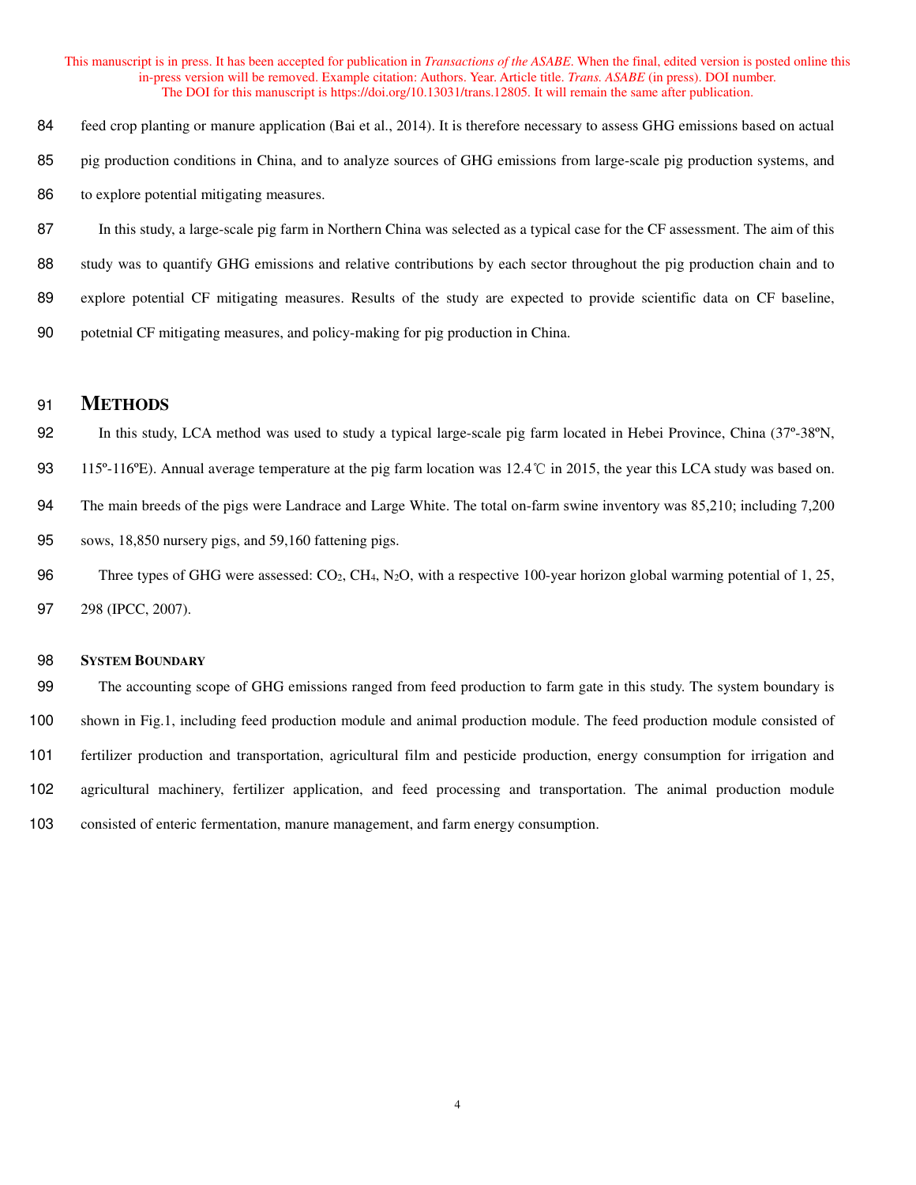feed crop planting or manure application (Bai et al., 2014). It is therefore necessary to assess GHG emissions based on actual pig production conditions in China, and to analyze sources of GHG emissions from large-scale pig production systems, and to explore potential mitigating measures.

In this study, a large-scale pig farm in Northern China was selected as a typical case for the CF assessment. The aim of this study was to quantify GHG emissions and relative contributions by each sector throughout the pig production chain and to explore potential CF mitigating measures. Results of the study are expected to provide scientific data on CF baseline, potetnial CF mitigating measures, and policy-making for pig production in China.

# METHODS

In this study, LCA method was used to study a typical large-scale pig farm located in Hebei Province, China (37º-38ºN, 115º-116ºE). Annual average temperature at the pig farm location was 12.4℃ in 2015, the year this LCA study was based on. The main breeds of the pigs were Landrace and Large White. The total on-farm swine inventory was 85,210; including 7,200 sows, 18,850 nursery pigs, and 59,160 fattening pigs.

Three types of GHG were assessed: $CO_2$, $CH_4$, $N_2O$, with a respective 100-year horizon global warming potential of 1, 25, 298 (IPCC, 2007).

## SYSTEM BOUNDARY

The accounting scope of GHG emissions ranged from feed production to farm gate in this study. The system boundary is shown in Fig.1, including feed production module and animal production module. The feed production module consisted of fertilizer production and transportation, agricultural film and pesticide production, energy consumption for irrigation and agricultural machinery, fertilizer application, and feed processing and transportation. The animal production module consisted of enteric fermentation, manure management, and farm energy consumption.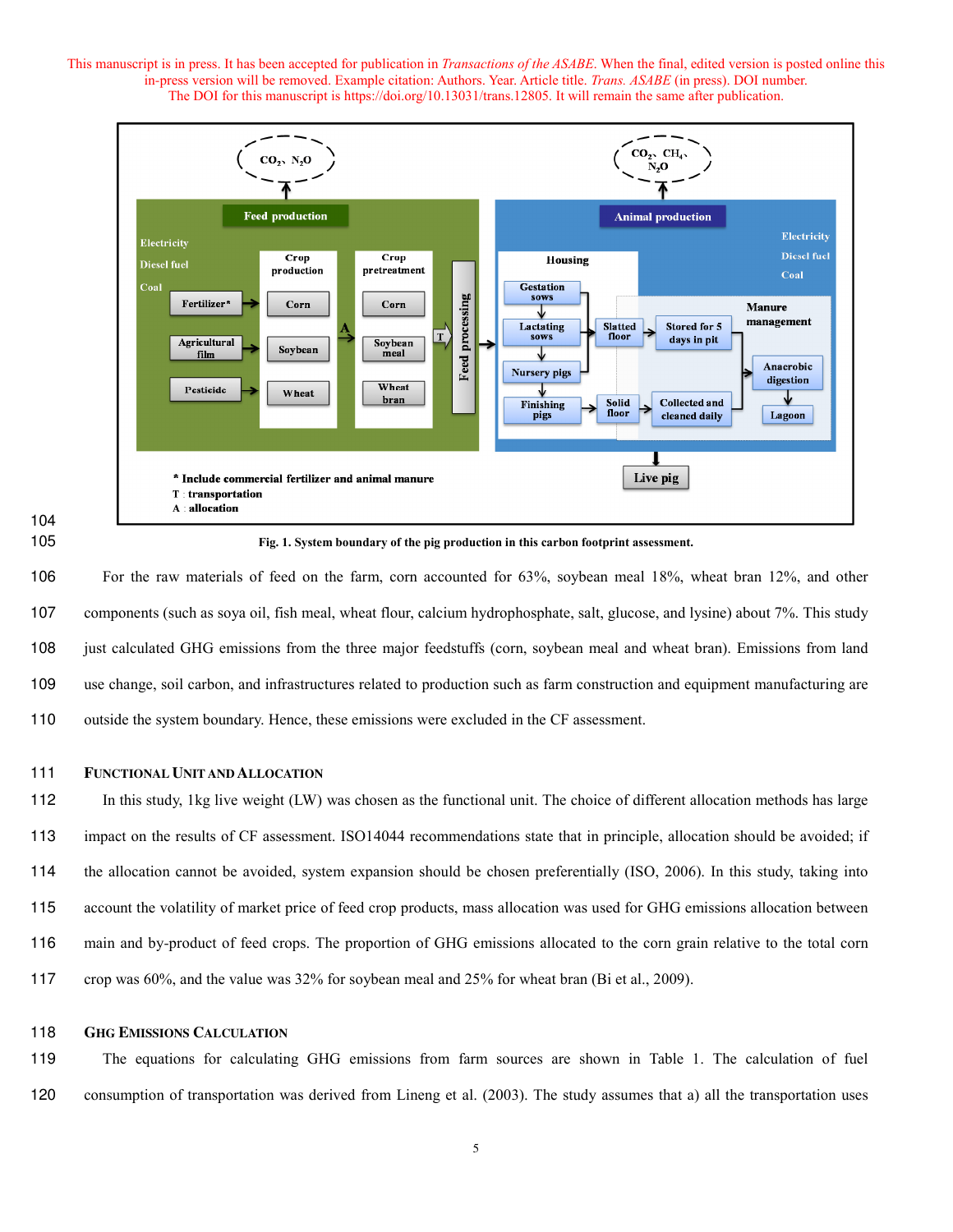This manuscript is in press. It has been accepted for publication in *Transactions of the ASABE*. When the final, edited version is posted online this in-press version will be removed. Example citation: Authors. Year. Article title. *Trans. ASABE* (in press). DOI number. The DOI for this manuscript is https://doi.org/10.13031/trans.12805. It will remain the same after publication.

**Fig. 1. System boundary of the pig production in this carbon footprint assessment.**

For the raw materials of feed on the farm, corn accounted for 63%, soybean meal 18%, wheat bran 12%, and other components (such as soya oil, fish meal, wheat flour, calcium hydrophosphate, salt, glucose, and lysine) about 7%. This study just calculated GHG emissions from the three major feedstuffs (corn, soybean meal and wheat bran). Emissions from land use change, soil carbon, and infrastructures related to production such as farm construction and equipment manufacturing are outside the system boundary. Hence, these emissions were excluded in the CF assessment.

### FUNCTIONAL UNIT AND ALLOCATION

In this study, 1kg live weight (LW) was chosen as the functional unit. The choice of different allocation methods has large impact on the results of CF assessment. ISO14044 recommendations state that in principle, allocation should be avoided; if the allocation cannot be avoided, system expansion should be chosen preferentially (ISO, 2006). In this study, taking into account the volatility of market price of feed crop products, mass allocation was used for GHG emissions allocation between main and by-product of feed crops. The proportion of GHG emissions allocated to the corn grain relative to the total corn crop was 60%, and the value was 32% for soybean meal and 25% for wheat bran (Bi et al., 2009).

### GHG EMISSIONS CALCULATION

The equations for calculating GHG emissions from farm sources are shown in Table 1. The calculation of fuel consumption of transportation was derived from Lineng et al. (2003). The study assumes that a) all the transportation uses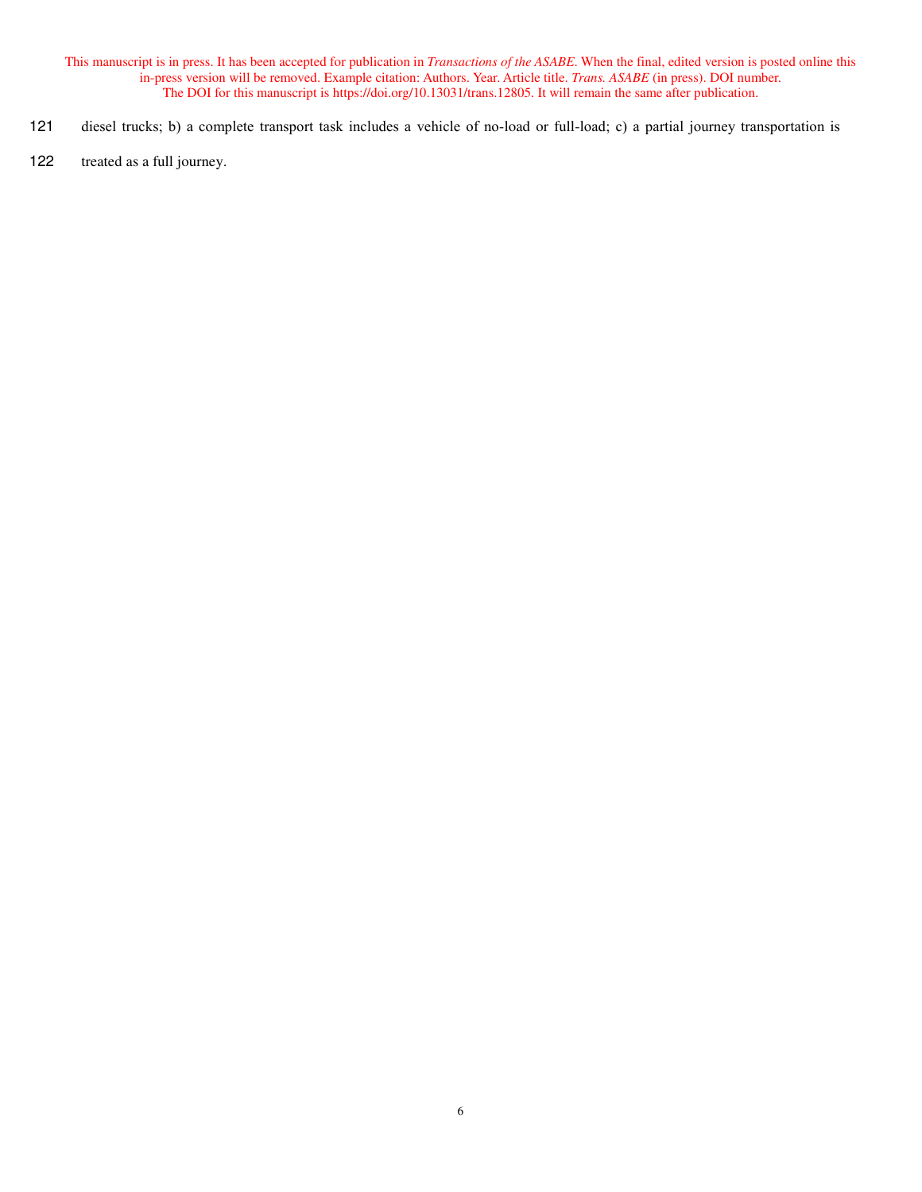diesel trucks; b) a complete transport task includes a vehicle of no-load or full-load; c) a partial journey transportation is treated as a full journey.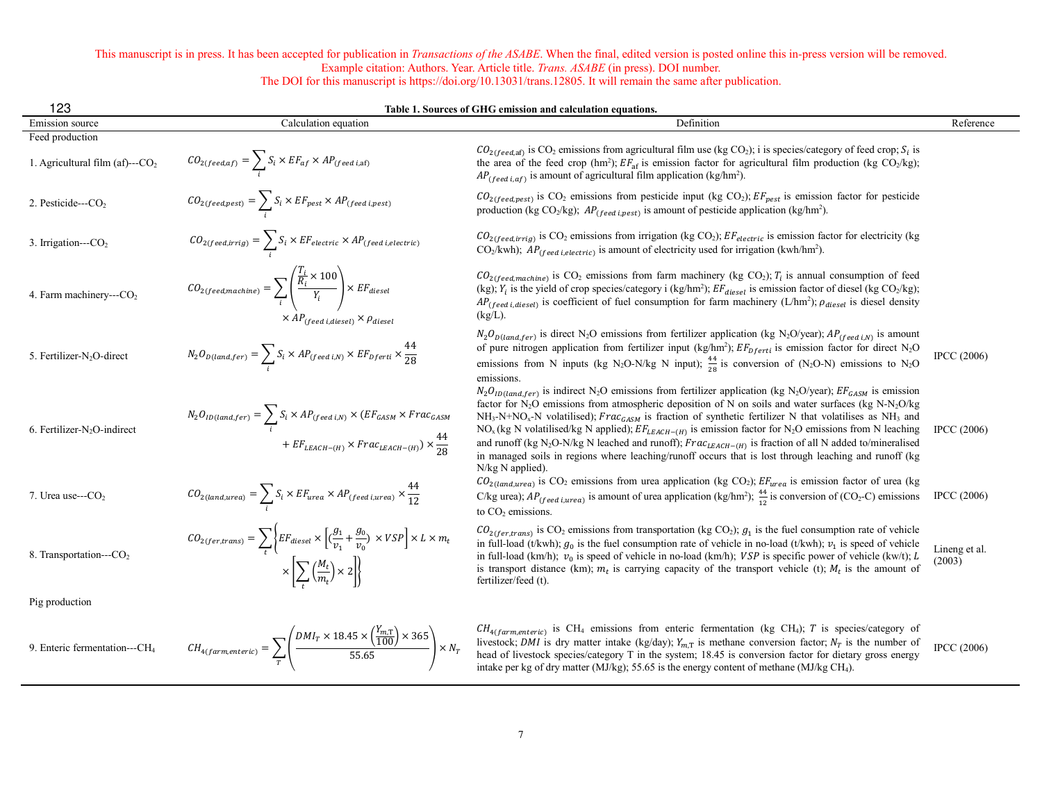This manuscript is in press. It has been accepted for publication in *Transactions of the ASABE*. When the final, edited version is posted online this in-press version will be removed.
Example citation: Authors. Year. Article title. *Trans. ASABE* (in press). DOI number.
The DOI for this manuscript is https://doi.org/10.13031/trans.12805. It will remain the same after publication.

**Table 1. Sources of GHG emission and calculation equations.**

| Emission source | Calculation equation | Definition | Reference |
|---|---|---|---|
| Feed production | | | |
| 1. Agricultural film (af)---$CO_2$ | $CO_{2(feed,af)} = \sum_i S_i \times EF_{af} \times AP_{(feed\ i,af)}$ | $CO_{2(feed,af)}$ is $CO_2$ emissions from agricultural film use (kg $CO_2$); i is species/category of feed crop; $S_i$ is the area of the feed crop ($hm^2$); $EF_{af}$ is emission factor for agricultural film production (kg $CO_2$/kg); $AP_{(feed\ i,af)}$ is amount of agricultural film application (kg/$hm^2$). | |
| 2. Pesticide---$CO_2$ | $CO_{2(feed,pest)} = \sum_i S_i \times EF_{pest} \times AP_{(feed\ i,pest)}$ | $CO_{2(feed,pest)}$ is $CO_2$ emissions from pesticide input (kg $CO_2$); $EF_{pest}$ is emission factor for pesticide production (kg $CO_2$/kg); $AP_{(feed\ i,pest)}$ is amount of pesticide application (kg/$hm^2$). | |
| 3. Irrigation---$CO_2$ | $CO_{2(feed,irrig)} = \sum_i S_i \times EF_{electric} \times AP_{(feed\ i,electric)}$ | $CO_{2(feed,irrig)}$ is $CO_2$ emissions from irrigation (kg $CO_2$); $EF_{electric}$ is emission factor for electricity (kg $CO_2$/kwh); $AP_{(feed\ i,electric)}$ is amount of electricity used for irrigation (kwh/$hm^2$). | |
| 4. Farm machinery---$CO_2$ | $CO_{2(feed,machine)} = \sum_i \left( \frac{\frac{T_i}{R_i} \times 100}{Y_i} \right) \times EF_{diesel} \times AP_{(feed\ i,diesel)} \times \rho_{diesel}$ | $CO_{2(feed,machine)}$ is $CO_2$ emissions from farm machinery (kg $CO_2$); $T_i$ is annual consumption of feed (kg); $Y_i$ is the yield of crop species/category i (kg/$hm^2$); $EF_{diesel}$ is emission factor of diesel (kg $CO_2$/kg); $AP_{(feed\ i,diesel)}$ is coefficient of fuel consumption for farm machinery (L/$hm^2$); $\rho_{diesel}$ is diesel density (kg/L). | |
| 5. Fertilizer-$N_2O$-direct | $N_2O_{D(land,fer)} = \sum_i S_i \times AP_{(feed\ i,N)} \times EF_{Dferti} \times \frac{44}{28}$ | $N_2O_{D(land,fer)}$ is direct $N_2O$ emissions from fertilizer application (kg $N_2O$/year); $AP_{(feed\ i,N)}$ is amount of pure nitrogen application from fertilizer input (kg/$hm^2$); $EF_{Dferti}$ is emission factor for direct $N_2O$ emissions from N inputs (kg $N_2O$-N/kg N input); $\frac{44}{28}$ is conversion of ($N_2O$-N) emissions to $N_2O$ emissions. | IPCC (2006) |
| 6. Fertilizer-$N_2O$-indirect | $N_2O_{ID(land,fer)} = \sum_i S_i \times AP_{(feed\ i,N)} \times (EF_{GASM} \times Frac_{GASM} + EF_{LEACH-(H)} \times Frac_{LEACH-(H)}) \times \frac{44}{28}$ | $N_2O_{ID(land,fer)}$ is indirect $N_2O$ emissions from fertilizer application (kg $N_2O$/year); $EF_{GASM}$ is emission factor for $N_2O$ emissions from atmospheric deposition of N on soils and water surfaces (kg N-$N_2O$/kg $NH_3$-N+$NO_x$-N volatilised); $Frac_{GASM}$ is fraction of synthetic fertilizer N that volatilises as $NH_3$ and $NO_x$ (kg N volatilised/kg N applied); $EF_{LEACH-(H)}$ is emission factor for $N_2O$ emissions from N leaching and runoff (kg $N_2O$-N/kg N leached and runoff); $Frac_{LEACH-(H)}$ is fraction of all N added to/mineralised in managed soils in regions where leaching/runoff occurs that is lost through leaching and runoff (kg N/kg N applied). | IPCC (2006) |
| 7. Urea use---$CO_2$ | $CO_{2(land,urea)} = \sum_i S_i \times EF_{urea} \times AP_{(feed\ i,urea)} \times \frac{44}{12}$ | $CO_{2(land,urea)}$ is $CO_2$ emissions from urea application (kg $CO_2$); $EF_{urea}$ is emission factor of urea (kg C/kg urea); $AP_{(feed\ i,urea)}$ is amount of urea application (kg/$hm^2$); $\frac{44}{12}$ is conversion of ($CO_2$-C) emissions to $CO_2$ emissions. | IPCC (2006) |
| 8. Transportation---$CO_2$ | $CO_{2(fer,trans)} = \sum_t \left\{ EF_{diesel} \times \left[ \left(\frac{g_1}{v_1} + \frac{g_0}{v_0}\right) \times VSP \right] \times L \times m_t \times \left[ \sum_t \left(\frac{M_t}{m_t}\right) \times 2 \right] \right\}$ | $CO_{2(fer,trans)}$ is $CO_2$ emissions from transportation (kg $CO_2$); $g_1$ is the fuel consumption rate of vehicle in full-load (t/kwh); $g_0$ is the fuel consumption rate of vehicle in no-load (t/kwh); $v_1$ is speed of vehicle in full-load (km/h); $v_0$ is speed of vehicle in no-load (km/h); $VSP$ is specific power of vehicle (kw/t); $L$ is transport distance (km); $m_t$ is carrying capacity of the transport vehicle (t); $M_t$ is the amount of fertilizer/feed (t). | Lineng et al. (2003) |
| Pig production | | | |
| 9. Enteric fermentation---$CH_4$ | $CH_{4(farm,enteric)} = \sum_T \left( \frac{DMI_T \times 18.45 \times \left(\frac{Y_{m,T}}{100}\right) \times 365}{55.65} \right) \times N_T$ | $CH_{4(farm,enteric)}$ is $CH_4$ emissions from enteric fermentation (kg $CH_4$); $T$ is species/category of livestock; $DMI$ is dry matter intake (kg/day); $Y_{m,T}$ is methane conversion factor; $N_T$ is the number of head of livestock species/category T in the system; 18.45 is conversion factor for dietary gross energy intake per kg of dry matter (MJ/kg); 55.65 is the energy content of methane (MJ/kg $CH_4$). | IPCC (2006) |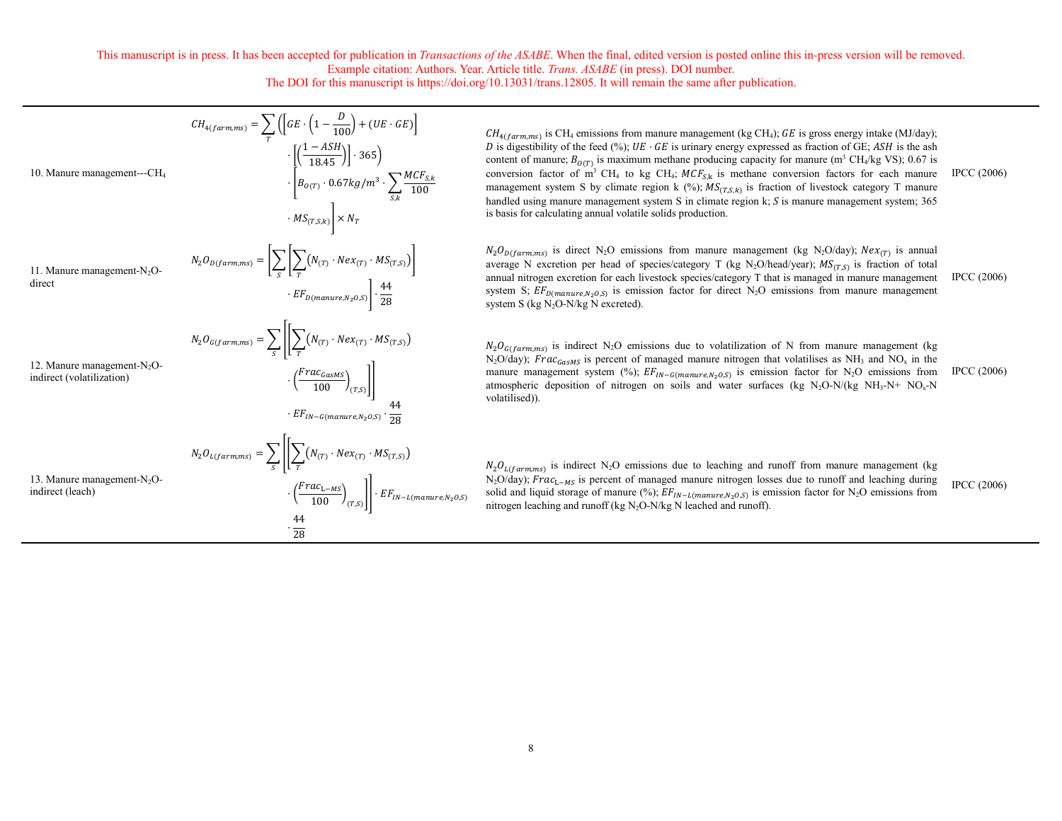| | | | |
|---|---|---|---|
| 10. Manure management---$CH_4$ | $CH_{4(farm,ms)} = \sum_T \left( \left[ GE \cdot \left(1 - \frac{D}{100}\right) + (UE \cdot GE) \right] \cdot \left[ \left( \frac{1 - ASH}{18.45} \right) \right] \cdot 365 \right) \cdot \left[ B_{O(T)} \cdot 0.67 kg/m^3 \cdot \sum_{S,k} \frac{MCF_{S,k}}{100} \cdot MS_{(T,S,k)} \right] \times N_T$ | $CH_{4(farm,ms)}$ is $CH_4$ emissions from manure management (kg $CH_4$); $GE$ is gross energy intake (MJ/day); $D$ is digestibility of the feed (%); $UE \cdot GE$ is urinary energy expressed as fraction of GE; $ASH$ is the ash content of manure; $B_{O(T)}$ is maximum methane producing capacity for manure ($m^3$ $CH_4$/kg VS); 0.67 is conversion factor of $m^3$ $CH_4$ to kg $CH_4$; $MCF_{S,k}$ is methane conversion factors for each manure management system S by climate region k (%); $MS_{(T,S,k)}$ is fraction of livestock category T manure handled using manure management system S in climate region k; $S$ is manure management system; 365 is basis for calculating annual volatile solids production. | IPCC (2006) |
| 11. Manure management-$N_2O$-direct | $N_2O_{D(farm,ms)} = \left[ \sum_S \left[ \sum_T \left( N_{(T)} \cdot Nex_{(T)} \cdot MS_{(T,S)} \right) \right] \cdot EF_{D(manure,N_2O,S)} \right] \cdot \frac{44}{28}$ | $N_2O_{D(farm,ms)}$ is direct $N_2O$ emissions from manure management (kg $N_2O$/day); $Nex_{(T)}$ is annual average N excretion per head of species/category T (kg $N_2O$/head/year); $MS_{(T,S)}$ is fraction of total annual nitrogen excretion for each livestock species/category T that is managed in manure management system S; $EF_{D(manure,N_2O,S)}$ is emission factor for direct $N_2O$ emissions from manure management system S (kg $N_2O$-N/kg N excreted). | IPCC (2006) |
| 12. Manure management-$N_2O$-indirect (volatilization) | $N_2O_{G(farm,ms)} = \sum_S \left[ \left[ \sum_T \left( N_{(T)} \cdot Nex_{(T)} \cdot MS_{(T,S)} \right) \cdot \left( \frac{Frac_{GasMS}}{100} \right)_{(T,S)} \right] \right] \cdot EF_{IN-G(manure,N_2O,S)} \cdot \frac{44}{28}$ | $N_2O_{G(farm,ms)}$ is indirect $N_2O$ emissions due to volatilization of N from manure management (kg $N_2O$/day); $Frac_{GasMS}$ is percent of managed manure nitrogen that volatilises as $NH_3$ and $NO_x$ in the manure management system (%); $EF_{IN-G(manure,N_2O,S)}$ is emission factor for $N_2O$ emissions from atmospheric deposition of nitrogen on soils and water surfaces (kg $N_2O$-N/(kg $NH_3$-N+ $NO_x$-N volatilised)). | IPCC (2006) |
| 13. Manure management-$N_2O$-indirect (leach) | $N_2O_{L(farm,ms)} = \sum_S \left[ \left[ \sum_T \left( N_{(T)} \cdot Nex_{(T)} \cdot MS_{(T,S)} \right) \cdot \left( \frac{Frac_{L-MS}}{100} \right)_{(T,S)} \right] \right] \cdot EF_{IN-L(manure,N_2O,S)} \cdot \frac{44}{28}$ | $N_2O_{L(farm,ms)}$ is indirect $N_2O$ emissions due to leaching and runoff from manure management (kg $N_2O$/day); $Frac_{L-MS}$ is percent of managed manure nitrogen losses due to runoff and leaching during solid and liquid storage of manure (%); $EF_{IN-L(manure,N_2O,S)}$ is emission factor for $N_2O$ emissions from nitrogen leaching and runoff (kg $N_2O$-N/kg N leached and runoff). | IPCC (2006) |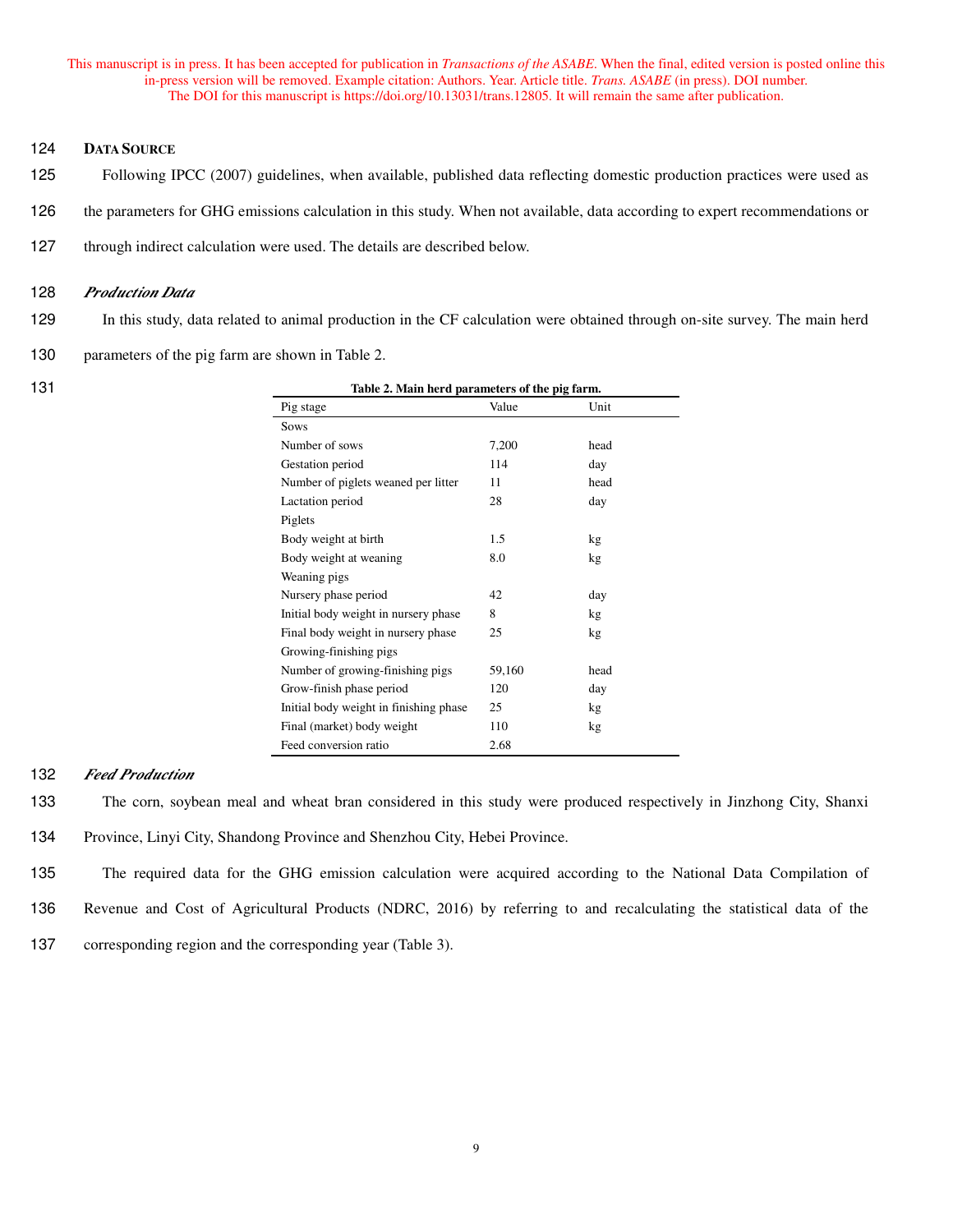## DATA SOURCE

Following IPCC (2007) guidelines, when available, published data reflecting domestic production practices were used as the parameters for GHG emissions calculation in this study. When not available, data according to expert recommendations or through indirect calculation were used. The details are described below.

### *Production Data*

In this study, data related to animal production in the CF calculation were obtained through on-site survey. The main herd parameters of the pig farm are shown in Table 2.

**Table 2. Main herd parameters of the pig farm.**

| Pig stage | Value | Unit |
|---|---|---|
| Sows | | |
| Number of sows | 7,200 | head |
| Gestation period | 114 | day |
| Number of piglets weaned per litter | 11 | head |
| Lactation period | 28 | day |
| Piglets | | |
| Body weight at birth | 1.5 | kg |
| Body weight at weaning | 8.0 | kg |
| Weaning pigs | | |
| Nursery phase period | 42 | day |
| Initial body weight in nursery phase | 8 | kg |
| Final body weight in nursery phase | 25 | kg |
| Growing-finishing pigs | | |
| Number of growing-finishing pigs | 59,160 | head |
| Grow-finish phase period | 120 | day |
| Initial body weight in finishing phase | 25 | kg |
| Final (market) body weight | 110 | kg |
| Feed conversion ratio | 2.68 | |

### *Feed Production*

The corn, soybean meal and wheat bran considered in this study were produced respectively in Jinzhong City, Shanxi Province, Linyi City, Shandong Province and Shenzhou City, Hebei Province.

The required data for the GHG emission calculation were acquired according to the National Data Compilation of Revenue and Cost of Agricultural Products (NDRC, 2016) by referring to and recalculating the statistical data of the corresponding region and the corresponding year (Table 3).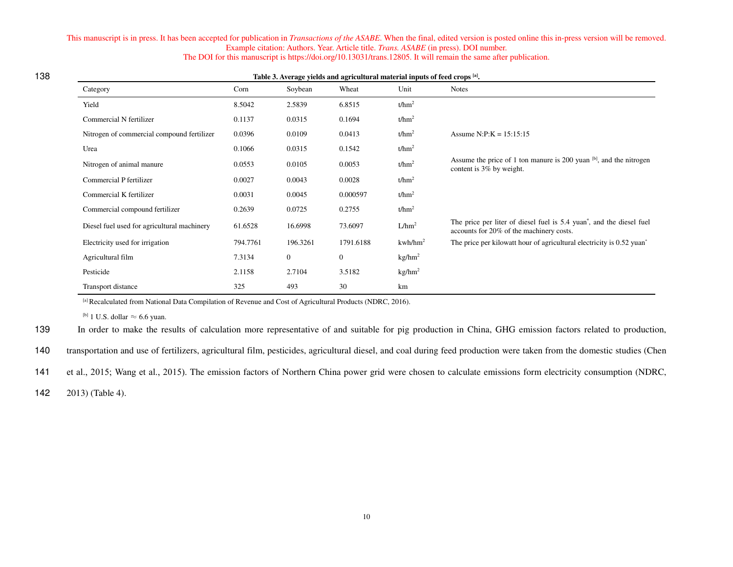This manuscript is in press. It has been accepted for publication in *Transactions of the ASABE*. When the final, edited version is posted online this in-press version will be removed. Example citation: Authors. Year. Article title. *Trans. ASABE* (in press). DOI number. The DOI for this manuscript is https://doi.org/10.13031/trans.12805. It will remain the same after publication.

**Table 3. Average yields and agricultural material inputs of feed crops [a].**

| Category | Corn | Soybean | Wheat | Unit | Notes |
|---|---|---|---|---|---|
| Yield | 8.5042 | 2.5839 | 6.8515 | $t/hm^2$ | |
| Commercial N fertilizer | 0.1137 | 0.0315 | 0.1694 | $t/hm^2$ | |
| Nitrogen of commercial compound fertilizer | 0.0396 | 0.0109 | 0.0413 | $t/hm^2$ | Assume N:P:K = 15:15:15 |
| Urea | 0.1066 | 0.0315 | 0.1542 | $t/hm^2$ | |
| Nitrogen of animal manure | 0.0553 | 0.0105 | 0.0053 | $t/hm^2$ | Assume the price of 1 ton manure is 200 yuan [b], and the nitrogen content is 3% by weight. |
| Commercial P fertilizer | 0.0027 | 0.0043 | 0.0028 | $t/hm^2$ | |
| Commercial K fertilizer | 0.0031 | 0.0045 | 0.000597 | $t/hm^2$ | |
| Commercial compound fertilizer | 0.2639 | 0.0725 | 0.2755 | $t/hm^2$ | |
| Diesel fuel used for agricultural machinery | 61.6528 | 16.6998 | 73.6097 | $L/hm^2$ | The price per liter of diesel fuel is 5.4 yuan*, and the diesel fuel accounts for 20% of the machinery costs. |
| Electricity used for irrigation | 794.7761 | 196.3261 | 1791.6188 | $kwh/hm^2$ | The price per kilowatt hour of agricultural electricity is 0.52 yuan* |
| Agricultural film | 7.3134 | 0 | 0 | $kg/hm^2$ | |
| Pesticide | 2.1158 | 2.7104 | 3.5182 | $kg/hm^2$ | |
| Transport distance | 325 | 493 | 30 | km | |

[a] Recalculated from National Data Compilation of Revenue and Cost of Agricultural Products (NDRC, 2016).

[b] 1 U.S. dollar ≈ 6.6 yuan.

In order to make the results of calculation more representative of and suitable for pig production in China, GHG emission factors related to production, transportation and use of fertilizers, agricultural film, pesticides, agricultural diesel, and coal during feed production were taken from the domestic studies (Chen et al., 2015; Wang et al., 2015). The emission factors of Northern China power grid were chosen to calculate emissions form electricity consumption (NDRC, 2013) (Table 4).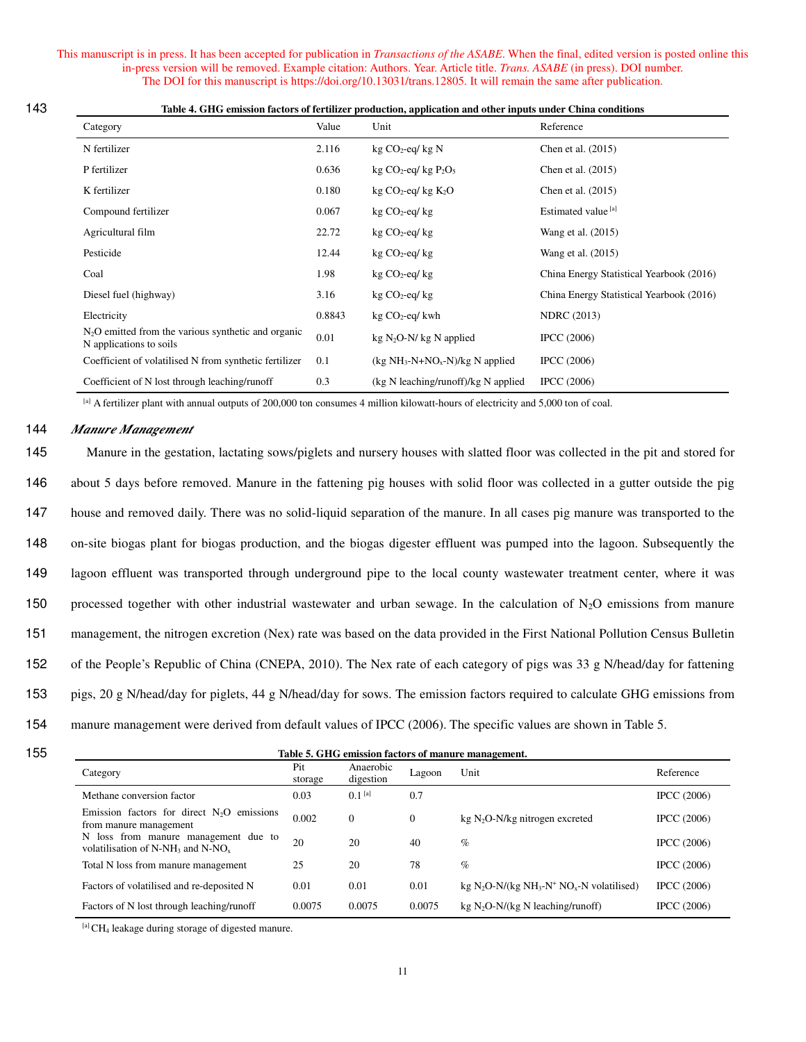This manuscript is in press. It has been accepted for publication in *Transactions of the ASABE*. When the final, edited version is posted online this in-press version will be removed. Example citation: Authors. Year. Article title. *Trans. ASABE* (in press). DOI number. The DOI for this manuscript is https://doi.org/10.13031/trans.12805. It will remain the same after publication.

**Table 4. GHG emission factors of fertilizer production, application and other inputs under China conditions**

| Category | Value | Unit | Reference |
|---|---|---|---|
| N fertilizer | 2.116 | kg $CO_2$-eq/ kg N | Chen et al. (2015) |
| P fertilizer | 0.636 | kg $CO_2$-eq/ kg $P_2O_5$ | Chen et al. (2015) |
| K fertilizer | 0.180 | kg $CO_2$-eq/ kg $K_2O$ | Chen et al. (2015) |
| Compound fertilizer | 0.067 | kg $CO_2$-eq/ kg | Estimated value [a] |
| Agricultural film | 22.72 | kg $CO_2$-eq/ kg | Wang et al. (2015) |
| Pesticide | 12.44 | kg $CO_2$-eq/ kg | Wang et al. (2015) |
| Coal | 1.98 | kg $CO_2$-eq/ kg | China Energy Statistical Yearbook (2016) |
| Diesel fuel (highway) | 3.16 | kg $CO_2$-eq/ kg | China Energy Statistical Yearbook (2016) |
| Electricity | 0.8843 | kg $CO_2$-eq/ kwh | NDRC (2013) |
| $N_2O$ emitted from the various synthetic and organic N applications to soils | 0.01 | kg $N_2O$-N/ kg N applied | IPCC (2006) |
| Coefficient of volatilised N from synthetic fertilizer | 0.1 | (kg $NH_3$-N+$NO_x$-N)/kg N applied | IPCC (2006) |
| Coefficient of N lost through leaching/runoff | 0.3 | (kg N leaching/runoff)/kg N applied | IPCC (2006) |

[a] A fertilizer plant with annual outputs of 200,000 ton consumes 4 million kilowatt-hours of electricity and 5,000 ton of coal.

### *Manure Management*

Manure in the gestation, lactating sows/piglets and nursery houses with slatted floor was collected in the pit and stored for about 5 days before removed. Manure in the fattening pig houses with solid floor was collected in a gutter outside the pig house and removed daily. There was no solid-liquid separation of the manure. In all cases pig manure was transported to the on-site biogas plant for biogas production, and the biogas digester effluent was pumped into the lagoon. Subsequently the lagoon effluent was transported through underground pipe to the local county wastewater treatment center, where it was processed together with other industrial wastewater and urban sewage. In the calculation of $N_2O$ emissions from manure management, the nitrogen excretion (Nex) rate was based on the data provided in the First National Pollution Census Bulletin of the People's Republic of China (CNEPA, 2010). The Nex rate of each category of pigs was 33 g N/head/day for fattening pigs, 20 g N/head/day for piglets, 44 g N/head/day for sows. The emission factors required to calculate GHG emissions from manure management were derived from default values of IPCC (2006). The specific values are shown in Table 5.

**Table 5. GHG emission factors of manure management.**

| Category | Pit storage | Anaerobic digestion | Lagoon | Unit | Reference |
|---|---|---|---|---|---|
| Methane conversion factor | 0.03 | 0.1 [a] | 0.7 | | IPCC (2006) |
| Emission factors for direct $N_2O$ emissions from manure management | 0.002 | 0 | 0 | kg $N_2O$-N/kg nitrogen excreted | IPCC (2006) |
| N loss from manure management due to volatilisation of N-$NH_3$ and N-$NO_x$ | 20 | 20 | 40 | % | IPCC (2006) |
| Total N loss from manure management | 25 | 20 | 78 | % | IPCC (2006) |
| Factors of volatilised and re-deposited N | 0.01 | 0.01 | 0.01 | kg $N_2O$-N/(kg $NH_3$-N+ $NO_x$-N volatilised) | IPCC (2006) |
| Factors of N lost through leaching/runoff | 0.0075 | 0.0075 | 0.0075 | kg $N_2O$-N/(kg N leaching/runoff) | IPCC (2006) |

[a] $CH_4$ leakage during storage of digested manure.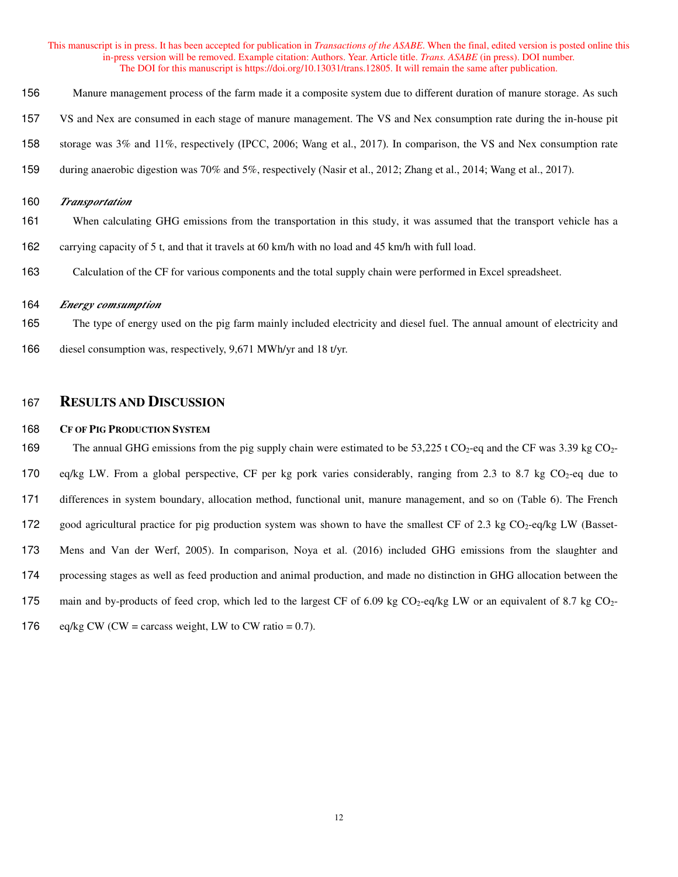Manure management process of the farm made it a composite system due to different duration of manure storage. As such VS and Nex are consumed in each stage of manure management. The VS and Nex consumption rate during the in-house pit storage was 3% and 11%, respectively (IPCC, 2006; Wang et al., 2017). In comparison, the VS and Nex consumption rate during anaerobic digestion was 70% and 5%, respectively (Nasir et al., 2012; Zhang et al., 2014; Wang et al., 2017).

### *Transportation*

When calculating GHG emissions from the transportation in this study, it was assumed that the transport vehicle has a carrying capacity of 5 t, and that it travels at 60 km/h with no load and 45 km/h with full load.

Calculation of the CF for various components and the total supply chain were performed in Excel spreadsheet.

### *Energy comsumption*

The type of energy used on the pig farm mainly included electricity and diesel fuel. The annual amount of electricity and diesel consumption was, respectively, 9,671 MWh/yr and 18 t/yr.

## RESULTS AND DISCUSSION

### CF OF PIG PRODUCTION SYSTEM

The annual GHG emissions from the pig supply chain were estimated to be 53,225 t $CO_2$-eq and the CF was 3.39 kg $CO_2$-eq/kg LW. From a global perspective, CF per kg pork varies considerably, ranging from 2.3 to 8.7 kg $CO_2$-eq due to differences in system boundary, allocation method, functional unit, manure management, and so on (Table 6). The French good agricultural practice for pig production system was shown to have the smallest CF of 2.3 kg $CO_2$-eq/kg LW (Basset-Mens and Van der Werf, 2005). In comparison, Noya et al. (2016) included GHG emissions from the slaughter and processing stages as well as feed production and animal production, and made no distinction in GHG allocation between the main and by-products of feed crop, which led to the largest CF of 6.09 kg $CO_2$-eq/kg LW or an equivalent of 8.7 kg $CO_2$-eq/kg CW (CW = carcass weight, LW to CW ratio = 0.7).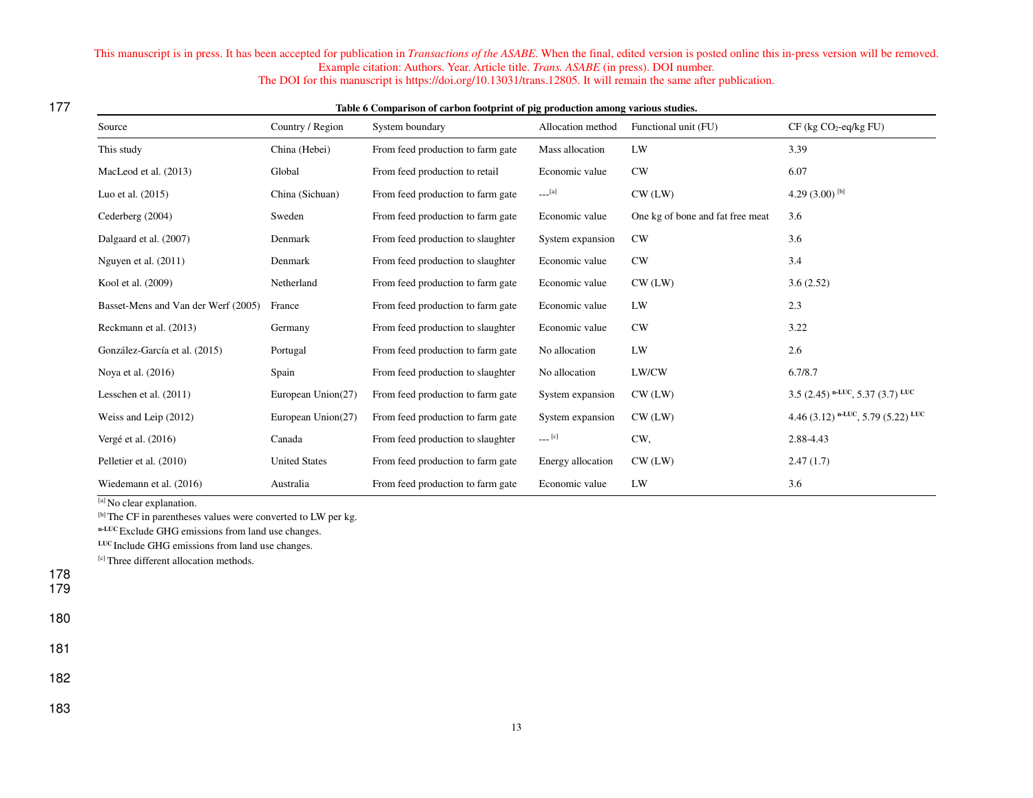**Table 6 Comparison of carbon footprint of pig production among various studies.**

| Source | Country / Region | System boundary | Allocation method | Functional unit (FU) | CF (kg $CO_2$-eq/kg FU) |
|---|---|---|---|---|---|
| This study | China (Hebei) | From feed production to farm gate | Mass allocation | LW | 3.39 |
| MacLeod et al. (2013) | Global | From feed production to retail | Economic value | CW | 6.07 |
| Luo et al. (2015) | China (Sichuan) | From feed production to farm gate | ---[a] | CW (LW) | 4.29 (3.00) [b] |
| Cederberg (2004) | Sweden | From feed production to farm gate | Economic value | One kg of bone and fat free meat | 3.6 |
| Dalgaard et al. (2007) | Denmark | From feed production to slaughter | System expansion | CW | 3.6 |
| Nguyen et al. (2011) | Denmark | From feed production to slaughter | Economic value | CW | 3.4 |
| Kool et al. (2009) | Netherland | From feed production to farm gate | Economic value | CW (LW) | 3.6 (2.52) |
| Basset-Mens and Van der Werf (2005) | France | From feed production to farm gate | Economic value | LW | 2.3 |
| Reckmann et al. (2013) | Germany | From feed production to slaughter | Economic value | CW | 3.22 |
| González-García et al. (2015) | Portugal | From feed production to farm gate | No allocation | LW | 2.6 |
| Noya et al. (2016) | Spain | From feed production to slaughter | No allocation | LW/CW | 6.7/8.7 |
| Lesschen et al. (2011) | European Union(27) | From feed production to farm gate | System expansion | CW (LW) | 3.5 (2.45) [n-LUC], 5.37 (3.7) [LUC] |
| Weiss and Leip (2012) | European Union(27) | From feed production to farm gate | System expansion | CW (LW) | 4.46 (3.12) [n-LUC], 5.79 (5.22) [LUC] |
| Vergé et al. (2016) | Canada | From feed production to slaughter | --- [c] | CW, | 2.88-4.43 |
| Pelletier et al. (2010) | United States | From feed production to farm gate | Energy allocation | CW (LW) | 2.47 (1.7) |
| Wiedemann et al. (2016) | Australia | From feed production to farm gate | Economic value | LW | 3.6 |

[a] No clear explanation.
[b] The CF in parentheses values were converted to LW per kg.
[n-LUC] Exclude GHG emissions from land use changes.
[LUC] Include GHG emissions from land use changes.
[c] Three different allocation methods.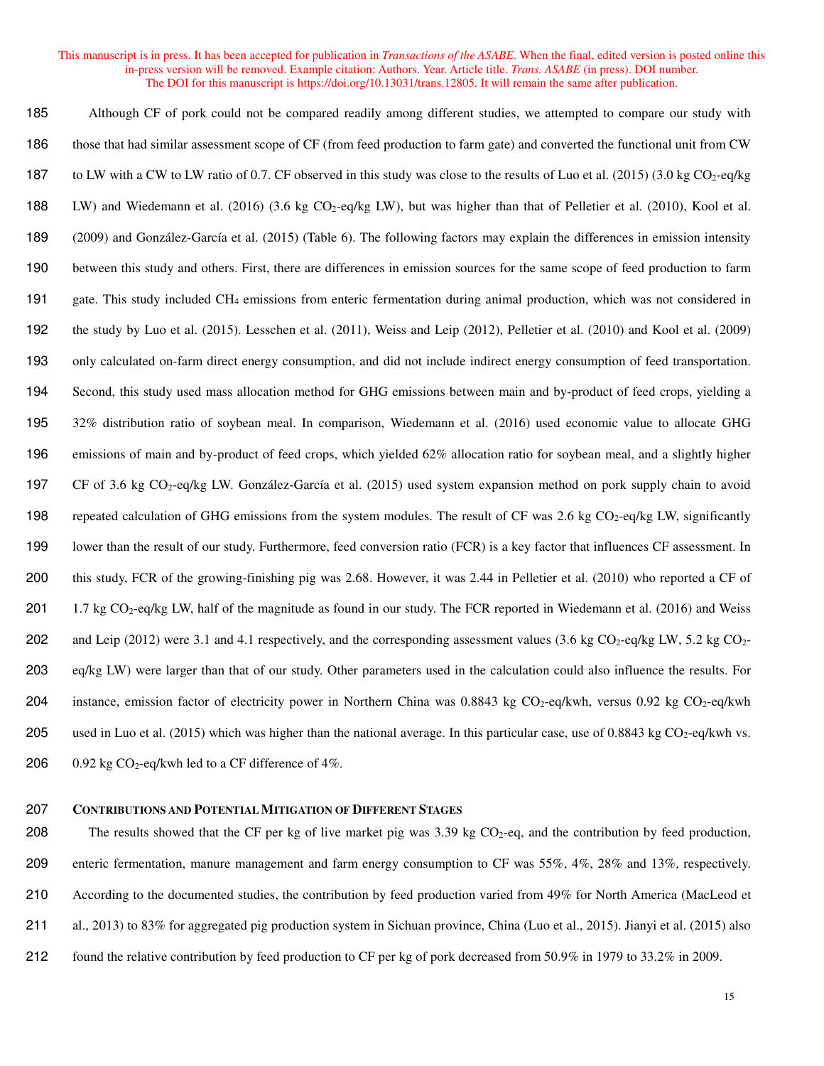Although CF of pork could not be compared readily among different studies, we attempted to compare our study with those that had similar assessment scope of CF (from feed production to farm gate) and converted the functional unit from CW to LW with a CW to LW ratio of 0.7. CF observed in this study was close to the results of Luo et al. (2015) (3.0 kg $CO_2$-eq/kg LW) and Wiedemann et al. (2016) (3.6 kg $CO_2$-eq/kg LW), but was higher than that of Pelletier et al. (2010), Kool et al. (2009) and González-García et al. (2015) (Table 6). The following factors may explain the differences in emission intensity between this study and others. First, there are differences in emission sources for the same scope of feed production to farm gate. This study included $CH_4$ emissions from enteric fermentation during animal production, which was not considered in the study by Luo et al. (2015). Lesschen et al. (2011), Weiss and Leip (2012), Pelletier et al. (2010) and Kool et al. (2009) only calculated on-farm direct energy consumption, and did not include indirect energy consumption of feed transportation. Second, this study used mass allocation method for GHG emissions between main and by-product of feed crops, yielding a 32% distribution ratio of soybean meal. In comparison, Wiedemann et al. (2016) used economic value to allocate GHG emissions of main and by-product of feed crops, which yielded 62% allocation ratio for soybean meal, and a slightly higher CF of 3.6 kg $CO_2$-eq/kg LW. González-García et al. (2015) used system expansion method on pork supply chain to avoid repeated calculation of GHG emissions from the system modules. The result of CF was 2.6 kg $CO_2$-eq/kg LW, significantly lower than the result of our study. Furthermore, feed conversion ratio (FCR) is a key factor that influences CF assessment. In this study, FCR of the growing-finishing pig was 2.68. However, it was 2.44 in Pelletier et al. (2010) who reported a CF of 1.7 kg $CO_2$-eq/kg LW, half of the magnitude as found in our study. The FCR reported in Wiedemann et al. (2016) and Weiss and Leip (2012) were 3.1 and 4.1 respectively, and the corresponding assessment values (3.6 kg $CO_2$-eq/kg LW, 5.2 kg $CO_2$-eq/kg LW) were larger than that of our study. Other parameters used in the calculation could also influence the results. For instance, emission factor of electricity power in Northern China was 0.8843 kg $CO_2$-eq/kwh, versus 0.92 kg $CO_2$-eq/kwh used in Luo et al. (2015) which was higher than the national average. In this particular case, use of 0.8843 kg $CO_2$-eq/kwh vs. 0.92 kg $CO_2$-eq/kwh led to a CF difference of 4%.

### Contributions and Potential Mitigation of Different Stages

The results showed that the CF per kg of live market pig was 3.39 kg $CO_2$-eq, and the contribution by feed production, enteric fermentation, manure management and farm energy consumption to CF was 55%, 4%, 28% and 13%, respectively. According to the documented studies, the contribution by feed production varied from 49% for North America (MacLeod et al., 2013) to 83% for aggregated pig production system in Sichuan province, China (Luo et al., 2015). Jianyi et al. (2015) also found the relative contribution by feed production to CF per kg of pork decreased from 50.9% in 1979 to 33.2% in 2009.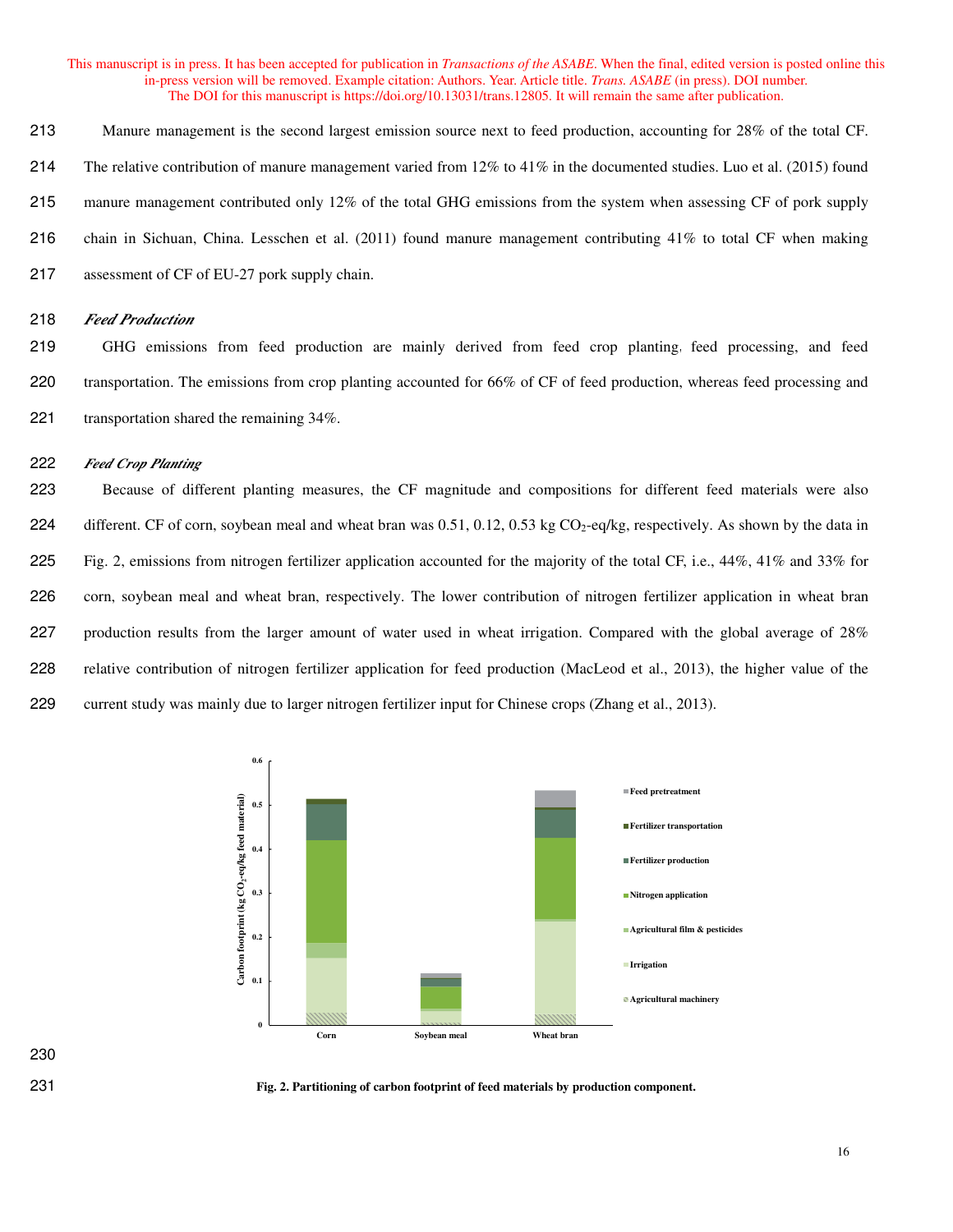Manure management is the second largest emission source next to feed production, accounting for 28% of the total CF. The relative contribution of manure management varied from 12% to 41% in the documented studies. Luo et al. (2015) found manure management contributed only 12% of the total GHG emissions from the system when assessing CF of pork supply chain in Sichuan, China. Lesschen et al. (2011) found manure management contributing 41% to total CF when making assessment of CF of EU-27 pork supply chain.

### *Feed Production*

GHG emissions from feed production are mainly derived from feed crop planting, feed processing, and feed transportation. The emissions from crop planting accounted for 66% of CF of feed production, whereas feed processing and transportation shared the remaining 34%.

#### *Feed Crop Planting*

Because of different planting measures, the CF magnitude and compositions for different feed materials were also different. CF of corn, soybean meal and wheat bran was 0.51, 0.12, 0.53 kg $CO_2$-eq/kg, respectively. As shown by the data in Fig. 2, emissions from nitrogen fertilizer application accounted for the majority of the total CF, i.e., 44%, 41% and 33% for corn, soybean meal and wheat bran, respectively. The lower contribution of nitrogen fertilizer application in wheat bran production results from the larger amount of water used in wheat irrigation. Compared with the global average of 28% relative contribution of nitrogen fertilizer application for feed production (MacLeod et al., 2013), the higher value of the current study was mainly due to larger nitrogen fertilizer input for Chinese crops (Zhang et al., 2013).

**Fig. 2. Partitioning of carbon footprint of feed materials by production component.**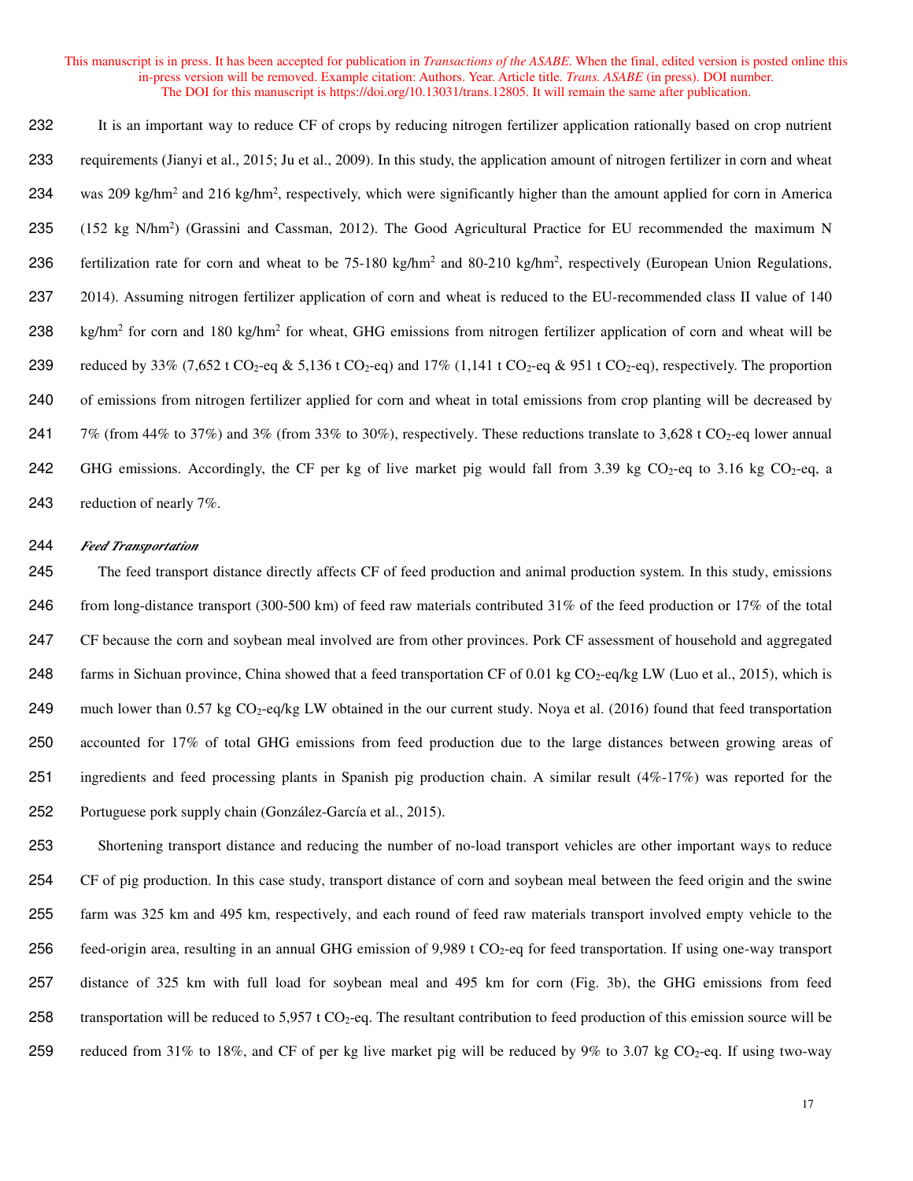It is an important way to reduce CF of crops by reducing nitrogen fertilizer application rationally based on crop nutrient requirements (Jianyi et al., 2015; Ju et al., 2009). In this study, the application amount of nitrogen fertilizer in corn and wheat was 209 kg/hm$^2$ and 216 kg/hm$^2$, respectively, which were significantly higher than the amount applied for corn in America (152 kg N/hm$^2$) (Grassini and Cassman, 2012). The Good Agricultural Practice for EU recommended the maximum N fertilization rate for corn and wheat to be 75-180 kg/hm$^2$ and 80-210 kg/hm$^2$, respectively (European Union Regulations, 2014). Assuming nitrogen fertilizer application of corn and wheat is reduced to the EU-recommended class II value of 140 kg/hm$^2$ for corn and 180 kg/hm$^2$ for wheat, GHG emissions from nitrogen fertilizer application of corn and wheat will be reduced by 33% (7,652 t $CO_2$-eq & 5,136 t $CO_2$-eq) and 17% (1,141 t $CO_2$-eq & 951 t $CO_2$-eq), respectively. The proportion of emissions from nitrogen fertilizer applied for corn and wheat in total emissions from crop planting will be decreased by 7% (from 44% to 37%) and 3% (from 33% to 30%), respectively. These reductions translate to 3,628 t $CO_2$-eq lower annual GHG emissions. Accordingly, the CF per kg of live market pig would fall from 3.39 kg $CO_2$-eq to 3.16 kg $CO_2$-eq, a reduction of nearly 7%.

***Feed Transportation***

The feed transport distance directly affects CF of feed production and animal production system. In this study, emissions from long-distance transport (300-500 km) of feed raw materials contributed 31% of the feed production or 17% of the total CF because the corn and soybean meal involved are from other provinces. Pork CF assessment of household and aggregated farms in Sichuan province, China showed that a feed transportation CF of 0.01 kg $CO_2$-eq/kg LW (Luo et al., 2015), which is much lower than 0.57 kg $CO_2$-eq/kg LW obtained in the our current study. Noya et al. (2016) found that feed transportation accounted for 17% of total GHG emissions from feed production due to the large distances between growing areas of ingredients and feed processing plants in Spanish pig production chain. A similar result (4%-17%) was reported for the Portuguese pork supply chain (González-García et al., 2015).

Shortening transport distance and reducing the number of no-load transport vehicles are other important ways to reduce CF of pig production. In this case study, transport distance of corn and soybean meal between the feed origin and the swine farm was 325 km and 495 km, respectively, and each round of feed raw materials transport involved empty vehicle to the feed-origin area, resulting in an annual GHG emission of 9,989 t $CO_2$-eq for feed transportation. If using one-way transport distance of 325 km with full load for soybean meal and 495 km for corn (Fig. 3b), the GHG emissions from feed transportation will be reduced to 5,957 t $CO_2$-eq. The resultant contribution to feed production of this emission source will be reduced from 31% to 18%, and CF of per kg live market pig will be reduced by 9% to 3.07 kg $CO_2$-eq. If using two-way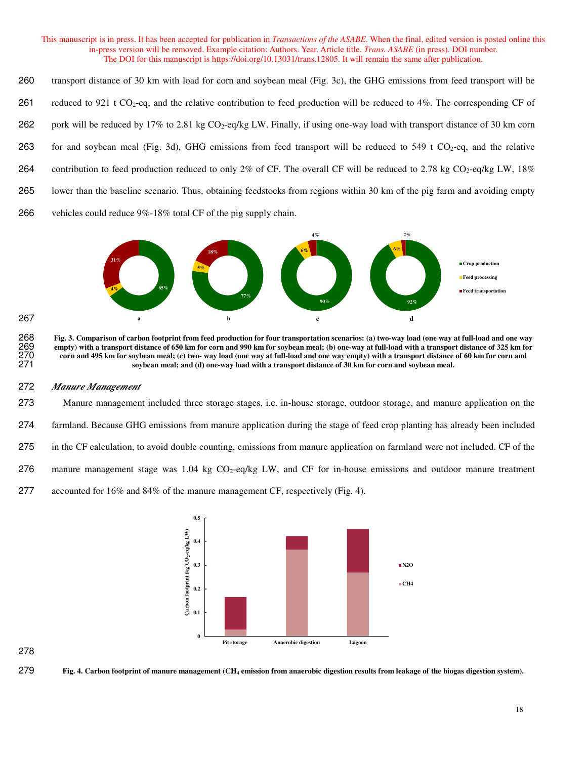transport distance of 30 km with load for corn and soybean meal (Fig. 3c), the GHG emissions from feed transport will be reduced to 921 t $CO_2$-eq, and the relative contribution to feed production will be reduced to 4%. The corresponding CF of pork will be reduced by 17% to 2.81 kg $CO_2$-eq/kg LW. Finally, if using one-way load with transport distance of 30 km corn for and soybean meal (Fig. 3d), GHG emissions from feed transport will be reduced to 549 t $CO_2$-eq, and the relative contribution to feed production reduced to only 2% of CF. The overall CF will be reduced to 2.78 kg $CO_2$-eq/kg LW, 18% lower than the baseline scenario. Thus, obtaining feedstocks from regions within 30 km of the pig farm and avoiding empty vehicles could reduce 9%-18% total CF of the pig supply chain.

**Fig. 3. Comparison of carbon footprint from feed production for four transportation scenarios: (a) two-way load (one way at full-load and one way empty) with a transport distance of 650 km for corn and 990 km for soybean meal; (b) one-way at full-load with a transport distance of 325 km for corn and 495 km for soybean meal; (c) two- way load (one way at full-load and one way empty) with a transport distance of 60 km for corn and soybean meal; and (d) one-way load with a transport distance of 30 km for corn and soybean meal.**

### *Manure Management*

Manure management included three storage stages, i.e. in-house storage, outdoor storage, and manure application on the farmland. Because GHG emissions from manure application during the stage of feed crop planting has already been included in the CF calculation, to avoid double counting, emissions from manure application on farmland were not included. CF of the manure management stage was 1.04 kg $CO_2$-eq/kg LW, and CF for in-house emissions and outdoor manure treatment accounted for 16% and 84% of the manure management CF, respectively (Fig. 4).

**Fig. 4. Carbon footprint of manure management ($CH_4$ emission from anaerobic digestion results from leakage of the biogas digestion system).**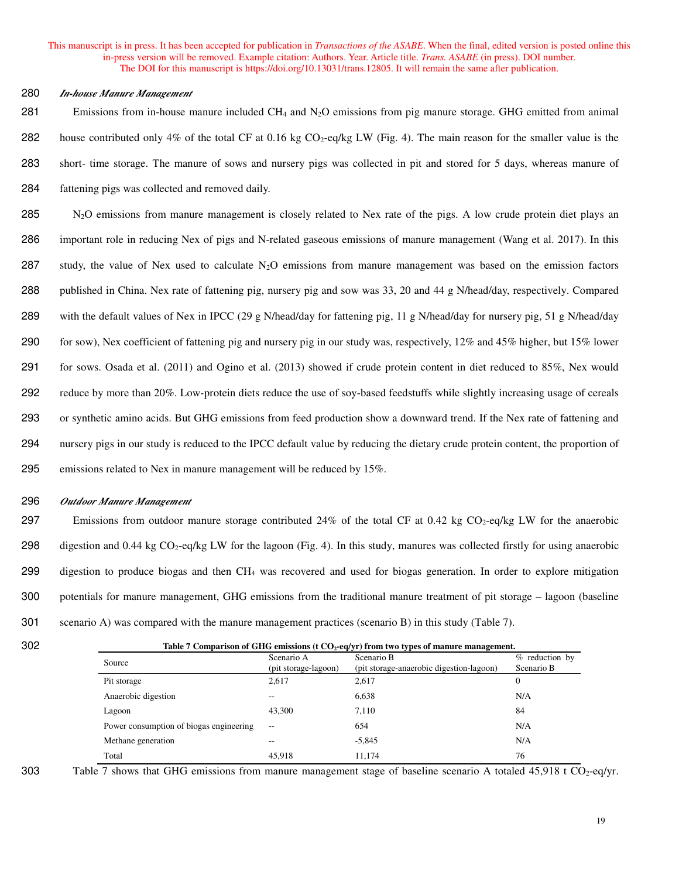*In-house Manure Management*

Emissions from in-house manure included $CH_4$ and $N_2O$ emissions from pig manure storage. GHG emitted from animal house contributed only 4% of the total CF at 0.16 kg $CO_2$-eq/kg LW (Fig. 4). The main reason for the smaller value is the short- time storage. The manure of sows and nursery pigs was collected in pit and stored for 5 days, whereas manure of fattening pigs was collected and removed daily.

$N_2O$ emissions from manure management is closely related to Nex rate of the pigs. A low crude protein diet plays an important role in reducing Nex of pigs and N-related gaseous emissions of manure management (Wang et al. 2017). In this study, the value of Nex used to calculate $N_2O$ emissions from manure management was based on the emission factors published in China. Nex rate of fattening pig, nursery pig and sow was 33, 20 and 44 g N/head/day, respectively. Compared with the default values of Nex in IPCC (29 g N/head/day for fattening pig, 11 g N/head/day for nursery pig, 51 g N/head/day for sow), Nex coefficient of fattening pig and nursery pig in our study was, respectively, 12% and 45% higher, but 15% lower for sows. Osada et al. (2011) and Ogino et al. (2013) showed if crude protein content in diet reduced to 85%, Nex would reduce by more than 20%. Low-protein diets reduce the use of soy-based feedstuffs while slightly increasing usage of cereals or synthetic amino acids. But GHG emissions from feed production show a downward trend. If the Nex rate of fattening and nursery pigs in our study is reduced to the IPCC default value by reducing the dietary crude protein content, the proportion of emissions related to Nex in manure management will be reduced by 15%.

*Outdoor Manure Management*

Emissions from outdoor manure storage contributed 24% of the total CF at 0.42 kg $CO_2$-eq/kg LW for the anaerobic digestion and 0.44 kg $CO_2$-eq/kg LW for the lagoon (Fig. 4). In this study, manures was collected firstly for using anaerobic digestion to produce biogas and then $CH_4$ was recovered and used for biogas generation. In order to explore mitigation potentials for manure management, GHG emissions from the traditional manure treatment of pit storage – lagoon (baseline scenario A) was compared with the manure management practices (scenario B) in this study (Table 7).

**Table 7 Comparison of GHG emissions (t $CO_2$-eq/yr) from two types of manure management.**

| Source | Scenario A (pit storage-lagoon) | Scenario B (pit storage-anaerobic digestion-lagoon) | % reduction by Scenario B |
|---|---|---|---|
| Pit storage | 2,617 | 2,617 | 0 |
| Anaerobic digestion | -- | 6,638 | N/A |
| Lagoon | 43,300 | 7,110 | 84 |
| Power consumption of biogas engineering | -- | 654 | N/A |
| Methane generation | -- | -5,845 | N/A |
| Total | 45,918 | 11,174 | 76 |

Table 7 shows that GHG emissions from manure management stage of baseline scenario A totaled 45,918 t $CO_2$-eq/yr.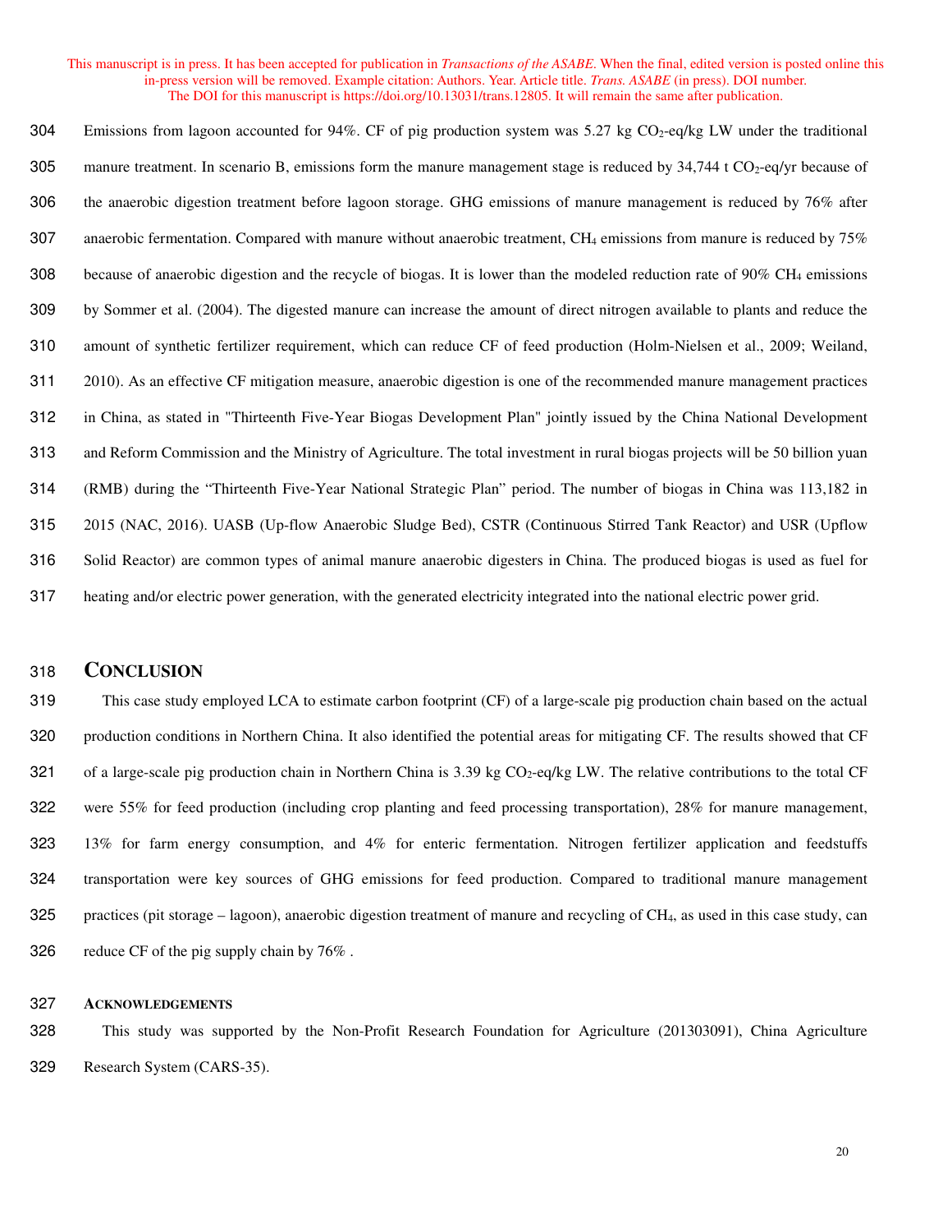Emissions from lagoon accounted for 94%. CF of pig production system was 5.27 kg $CO_2$-eq/kg LW under the traditional manure treatment. In scenario B, emissions form the manure management stage is reduced by 34,744 t $CO_2$-eq/yr because of the anaerobic digestion treatment before lagoon storage. GHG emissions of manure management is reduced by 76% after anaerobic fermentation. Compared with manure without anaerobic treatment, $CH_4$ emissions from manure is reduced by 75% because of anaerobic digestion and the recycle of biogas. It is lower than the modeled reduction rate of 90% $CH_4$ emissions by Sommer et al. (2004). The digested manure can increase the amount of direct nitrogen available to plants and reduce the amount of synthetic fertilizer requirement, which can reduce CF of feed production (Holm-Nielsen et al., 2009; Weiland, 2010). As an effective CF mitigation measure, anaerobic digestion is one of the recommended manure management practices in China, as stated in "Thirteenth Five-Year Biogas Development Plan" jointly issued by the China National Development and Reform Commission and the Ministry of Agriculture. The total investment in rural biogas projects will be 50 billion yuan (RMB) during the "Thirteenth Five-Year National Strategic Plan" period. The number of biogas in China was 113,182 in 2015 (NAC, 2016). UASB (Up-flow Anaerobic Sludge Bed), CSTR (Continuous Stirred Tank Reactor) and USR (Upflow Solid Reactor) are common types of animal manure anaerobic digesters in China. The produced biogas is used as fuel for heating and/or electric power generation, with the generated electricity integrated into the national electric power grid.

## CONCLUSION

This case study employed LCA to estimate carbon footprint (CF) of a large-scale pig production chain based on the actual production conditions in Northern China. It also identified the potential areas for mitigating CF. The results showed that CF of a large-scale pig production chain in Northern China is 3.39 kg $CO_2$-eq/kg LW. The relative contributions to the total CF were 55% for feed production (including crop planting and feed processing transportation), 28% for manure management, 13% for farm energy consumption, and 4% for enteric fermentation. Nitrogen fertilizer application and feedstuffs transportation were key sources of GHG emissions for feed production. Compared to traditional manure management practices (pit storage – lagoon), anaerobic digestion treatment of manure and recycling of $CH_4$, as used in this case study, can reduce CF of the pig supply chain by 76% .

### ACKNOWLEDGEMENTS

This study was supported by the Non-Profit Research Foundation for Agriculture (201303091), China Agriculture Research System (CARS-35).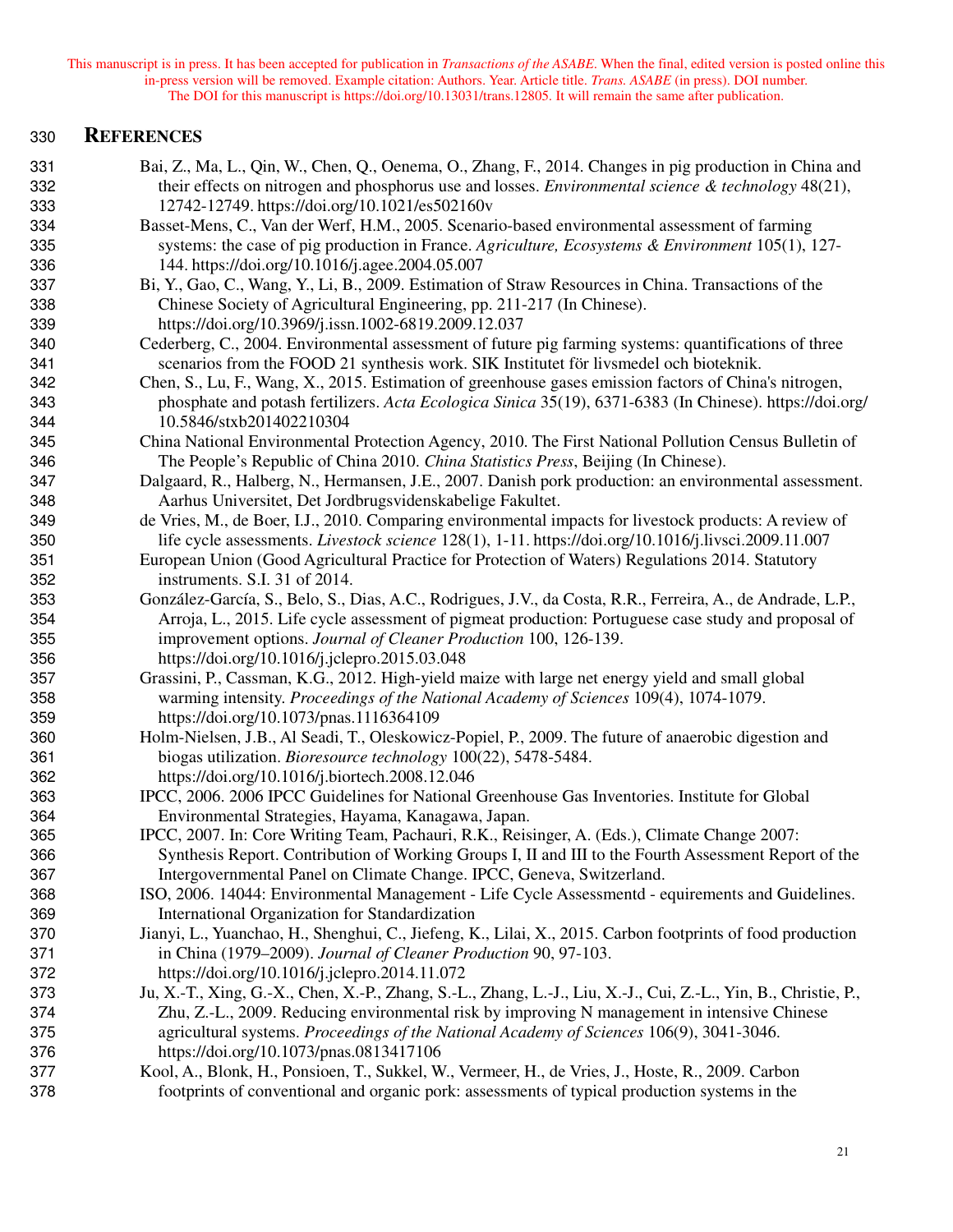## REFERENCES

Bai, Z., Ma, L., Qin, W., Chen, Q., Oenema, O., Zhang, F., 2014. Changes in pig production in China and their effects on nitrogen and phosphorus use and losses. *Environmental science & technology* 48(21), 12742-12749. https://doi.org/10.1021/es502160v

Basset-Mens, C., Van der Werf, H.M., 2005. Scenario-based environmental assessment of farming systems: the case of pig production in France. *Agriculture, Ecosystems & Environment* 105(1), 127-144. https://doi.org/10.1016/j.agee.2004.05.007

Bi, Y., Gao, C., Wang, Y., Li, B., 2009. Estimation of Straw Resources in China. Transactions of the Chinese Society of Agricultural Engineering, pp. 211-217 (In Chinese). https://doi.org/10.3969/j.issn.1002-6819.2009.12.037

Cederberg, C., 2004. Environmental assessment of future pig farming systems: quantifications of three scenarios from the FOOD 21 synthesis work. SIK Institutet för livsmedel och bioteknik.

Chen, S., Lu, F., Wang, X., 2015. Estimation of greenhouse gases emission factors of China's nitrogen, phosphate and potash fertilizers. *Acta Ecologica Sinica* 35(19), 6371-6383 (In Chinese). https://doi.org/10.5846/stxb201402210304

China National Environmental Protection Agency, 2010. The First National Pollution Census Bulletin of The People's Republic of China 2010. *China Statistics Press*, Beijing (In Chinese).

Dalgaard, R., Halberg, N., Hermansen, J.E., 2007. Danish pork production: an environmental assessment. Aarhus Universitet, Det Jordbrugsvidenskabelige Fakultet.

de Vries, M., de Boer, I.J., 2010. Comparing environmental impacts for livestock products: A review of life cycle assessments. *Livestock science* 128(1), 1-11. https://doi.org/10.1016/j.livsci.2009.11.007

European Union (Good Agricultural Practice for Protection of Waters) Regulations 2014. Statutory instruments. S.I. 31 of 2014.

González-García, S., Belo, S., Dias, A.C., Rodrigues, J.V., da Costa, R.R., Ferreira, A., de Andrade, L.P., Arroja, L., 2015. Life cycle assessment of pigmeat production: Portuguese case study and proposal of improvement options. *Journal of Cleaner Production* 100, 126-139. https://doi.org/10.1016/j.jclepro.2015.03.048

Grassini, P., Cassman, K.G., 2012. High-yield maize with large net energy yield and small global warming intensity. *Proceedings of the National Academy of Sciences* 109(4), 1074-1079. https://doi.org/10.1073/pnas.1116364109

Holm-Nielsen, J.B., Al Seadi, T., Oleskowicz-Popiel, P., 2009. The future of anaerobic digestion and biogas utilization. *Bioresource technology* 100(22), 5478-5484. https://doi.org/10.1016/j.biortech.2008.12.046

IPCC, 2006. 2006 IPCC Guidelines for National Greenhouse Gas Inventories. Institute for Global Environmental Strategies, Hayama, Kanagawa, Japan.

IPCC, 2007. In: Core Writing Team, Pachauri, R.K., Reisinger, A. (Eds.), Climate Change 2007: Synthesis Report. Contribution of Working Groups I, II and III to the Fourth Assessment Report of the Intergovernmental Panel on Climate Change. IPCC, Geneva, Switzerland.

ISO, 2006. 14044: Environmental Management - Life Cycle Assessmentd - equirements and Guidelines. International Organization for Standardization

Jianyi, L., Yuanchao, H., Shenghui, C., Jiefeng, K., Lilai, X., 2015. Carbon footprints of food production in China (1979–2009). *Journal of Cleaner Production* 90, 97-103. https://doi.org/10.1016/j.jclepro.2014.11.072

Ju, X.-T., Xing, G.-X., Chen, X.-P., Zhang, S.-L., Zhang, L.-J., Liu, X.-J., Cui, Z.-L., Yin, B., Christie, P., Zhu, Z.-L., 2009. Reducing environmental risk by improving N management in intensive Chinese agricultural systems. *Proceedings of the National Academy of Sciences* 106(9), 3041-3046. https://doi.org/10.1073/pnas.0813417106

Kool, A., Blonk, H., Ponsioen, T., Sukkel, W., Vermeer, H., de Vries, J., Hoste, R., 2009. Carbon footprints of conventional and organic pork: assessments of typical production systems in the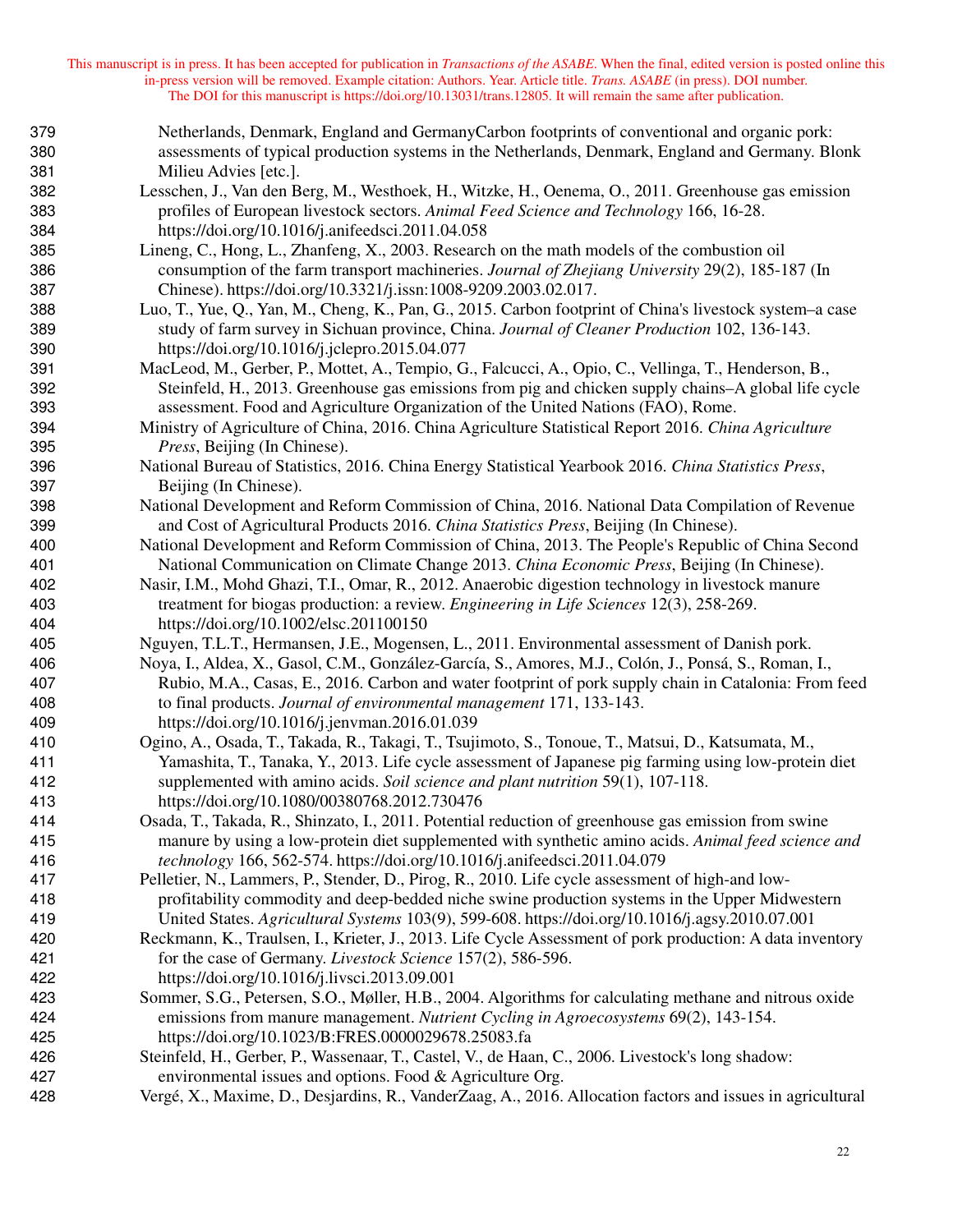Netherlands, Denmark, England and GermanyCarbon footprints of conventional and organic pork: assessments of typical production systems in the Netherlands, Denmark, England and Germany. Blonk Milieu Advies [etc.].

Lesschen, J., Van den Berg, M., Westhoek, H., Witzke, H., Oenema, O., 2011. Greenhouse gas emission profiles of European livestock sectors. *Animal Feed Science and Technology* 166, 16-28. https://doi.org/10.1016/j.anifeedsci.2011.04.058

Lineng, C., Hong, L., Zhanfeng, X., 2003. Research on the math models of the combustion oil consumption of the farm transport machineries. *Journal of Zhejiang University* 29(2), 185-187 (In Chinese). https://doi.org/10.3321/j.issn:1008-9209.2003.02.017.

Luo, T., Yue, Q., Yan, M., Cheng, K., Pan, G., 2015. Carbon footprint of China's livestock system–a case study of farm survey in Sichuan province, China. *Journal of Cleaner Production* 102, 136-143. https://doi.org/10.1016/j.jclepro.2015.04.077

MacLeod, M., Gerber, P., Mottet, A., Tempio, G., Falcucci, A., Opio, C., Vellinga, T., Henderson, B., Steinfeld, H., 2013. Greenhouse gas emissions from pig and chicken supply chains–A global life cycle assessment. Food and Agriculture Organization of the United Nations (FAO), Rome.

Ministry of Agriculture of China, 2016. China Agriculture Statistical Report 2016. *China Agriculture Press*, Beijing (In Chinese).

National Bureau of Statistics, 2016. China Energy Statistical Yearbook 2016. *China Statistics Press*, Beijing (In Chinese).

National Development and Reform Commission of China, 2016. National Data Compilation of Revenue and Cost of Agricultural Products 2016. *China Statistics Press*, Beijing (In Chinese).

National Development and Reform Commission of China, 2013. The People's Republic of China Second National Communication on Climate Change 2013. *China Economic Press*, Beijing (In Chinese).

Nasir, I.M., Mohd Ghazi, T.I., Omar, R., 2012. Anaerobic digestion technology in livestock manure treatment for biogas production: a review. *Engineering in Life Sciences* 12(3), 258-269. https://doi.org/10.1002/elsc.201100150

Nguyen, T.L.T., Hermansen, J.E., Mogensen, L., 2011. Environmental assessment of Danish pork.

Noya, I., Aldea, X., Gasol, C.M., González-García, S., Amores, M.J., Colón, J., Ponsá, S., Roman, I., Rubio, M.A., Casas, E., 2016. Carbon and water footprint of pork supply chain in Catalonia: From feed to final products. *Journal of environmental management* 171, 133-143. https://doi.org/10.1016/j.jenvman.2016.01.039

Ogino, A., Osada, T., Takada, R., Takagi, T., Tsujimoto, S., Tonoue, T., Matsui, D., Katsumata, M., Yamashita, T., Tanaka, Y., 2013. Life cycle assessment of Japanese pig farming using low-protein diet supplemented with amino acids. *Soil science and plant nutrition* 59(1), 107-118. https://doi.org/10.1080/00380768.2012.730476

Osada, T., Takada, R., Shinzato, I., 2011. Potential reduction of greenhouse gas emission from swine manure by using a low-protein diet supplemented with synthetic amino acids. *Animal feed science and technology* 166, 562-574. https://doi.org/10.1016/j.anifeedsci.2011.04.079

Pelletier, N., Lammers, P., Stender, D., Pirog, R., 2010. Life cycle assessment of high-and low-profitability commodity and deep-bedded niche swine production systems in the Upper Midwestern United States. *Agricultural Systems* 103(9), 599-608. https://doi.org/10.1016/j.agsy.2010.07.001

Reckmann, K., Traulsen, I., Krieter, J., 2013. Life Cycle Assessment of pork production: A data inventory for the case of Germany. *Livestock Science* 157(2), 586-596. https://doi.org/10.1016/j.livsci.2013.09.001

Sommer, S.G., Petersen, S.O., Møller, H.B., 2004. Algorithms for calculating methane and nitrous oxide emissions from manure management. *Nutrient Cycling in Agroecosystems* 69(2), 143-154. https://doi.org/10.1023/B:FRES.0000029678.25083.fa

Steinfeld, H., Gerber, P., Wassenaar, T., Castel, V., de Haan, C., 2006. Livestock's long shadow: environmental issues and options. Food & Agriculture Org.

Vergé, X., Maxime, D., Desjardins, R., VanderZaag, A., 2016. Allocation factors and issues in agricultural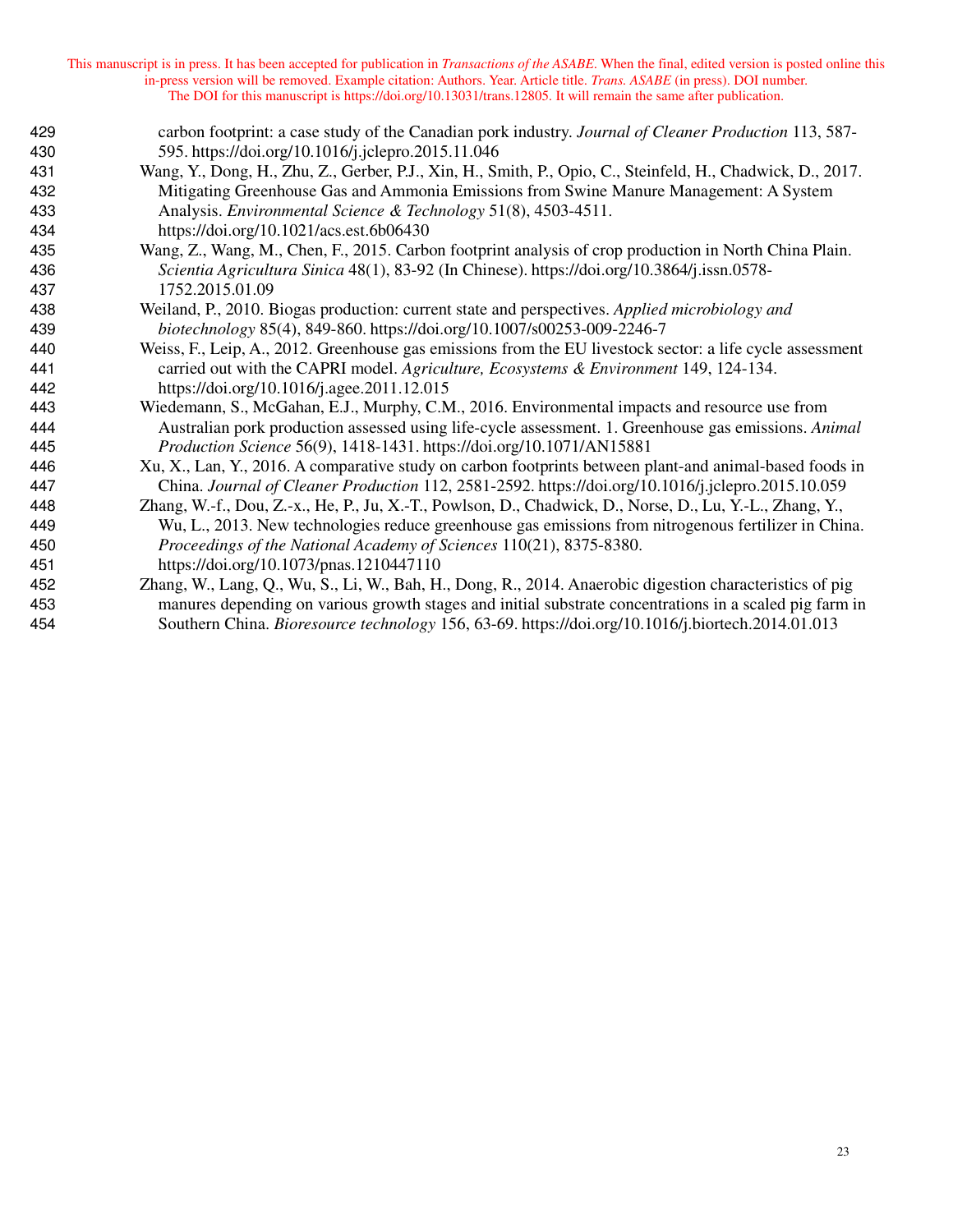carbon footprint: a case study of the Canadian pork industry. *Journal of Cleaner Production* 113, 587-595. https://doi.org/10.1016/j.jclepro.2015.11.046

Wang, Y., Dong, H., Zhu, Z., Gerber, P.J., Xin, H., Smith, P., Opio, C., Steinfeld, H., Chadwick, D., 2017. Mitigating Greenhouse Gas and Ammonia Emissions from Swine Manure Management: A System Analysis. *Environmental Science & Technology* 51(8), 4503-4511. https://doi.org/10.1021/acs.est.6b06430

Wang, Z., Wang, M., Chen, F., 2015. Carbon footprint analysis of crop production in North China Plain. *Scientia Agricultura Sinica* 48(1), 83-92 (In Chinese). https://doi.org/10.3864/j.issn.0578-1752.2015.01.09

Weiland, P., 2010. Biogas production: current state and perspectives. *Applied microbiology and biotechnology* 85(4), 849-860. https://doi.org/10.1007/s00253-009-2246-7

Weiss, F., Leip, A., 2012. Greenhouse gas emissions from the EU livestock sector: a life cycle assessment carried out with the CAPRI model. *Agriculture, Ecosystems & Environment* 149, 124-134. https://doi.org/10.1016/j.agee.2011.12.015

Wiedemann, S., McGahan, E.J., Murphy, C.M., 2016. Environmental impacts and resource use from Australian pork production assessed using life-cycle assessment. 1. Greenhouse gas emissions. *Animal Production Science* 56(9), 1418-1431. https://doi.org/10.1071/AN15881

Xu, X., Lan, Y., 2016. A comparative study on carbon footprints between plant-and animal-based foods in China. *Journal of Cleaner Production* 112, 2581-2592. https://doi.org/10.1016/j.jclepro.2015.10.059

Zhang, W.-f., Dou, Z.-x., He, P., Ju, X.-T., Powlson, D., Chadwick, D., Norse, D., Lu, Y.-L., Zhang, Y., Wu, L., 2013. New technologies reduce greenhouse gas emissions from nitrogenous fertilizer in China. *Proceedings of the National Academy of Sciences* 110(21), 8375-8380. https://doi.org/10.1073/pnas.1210447110

Zhang, W., Lang, Q., Wu, S., Li, W., Bah, H., Dong, R., 2014. Anaerobic digestion characteristics of pig manures depending on various growth stages and initial substrate concentrations in a scaled pig farm in Southern China. *Bioresource technology* 156, 63-69. https://doi.org/10.1016/j.biortech.2014.01.013